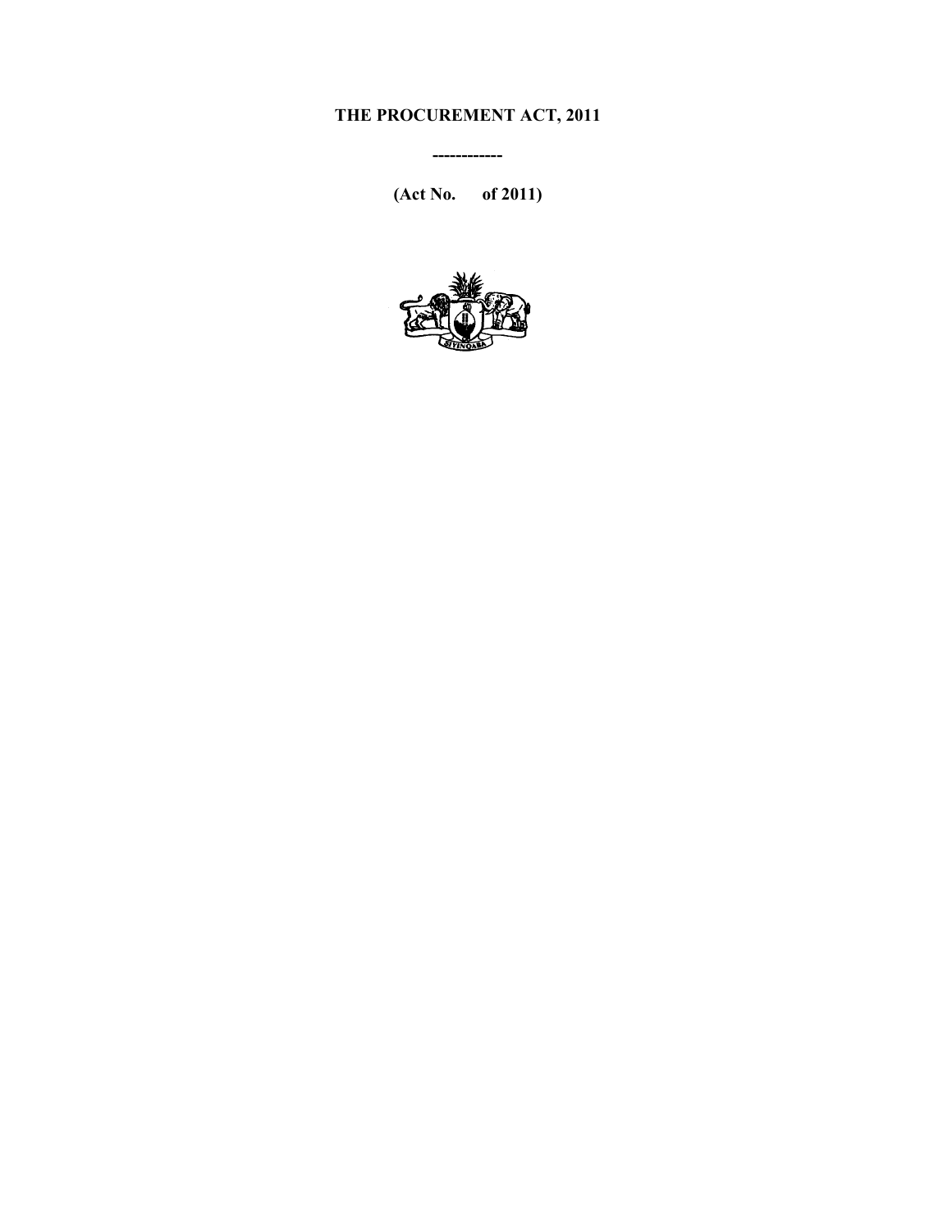# THE PROCUREMENT ACT, 2011

------------

**(Act No. of 2011)**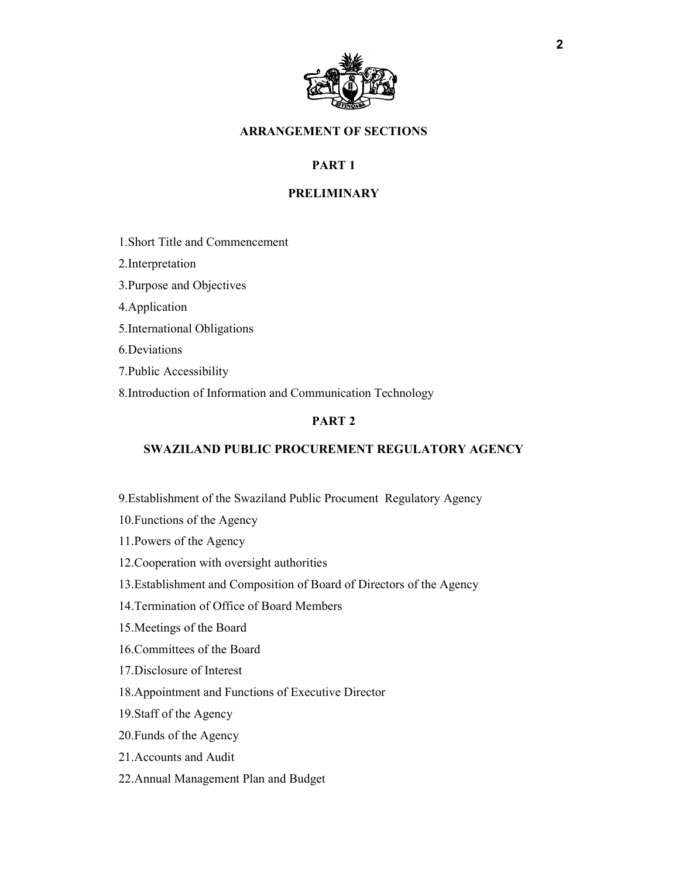## ARRANGEMENT OF SECTIONS

### PART 1

### PRELIMINARY

1.Short Title and Commencement

2.Interpretation

3.Purpose and Objectives

4.Application

5.International Obligations

6.Deviations

7.Public Accessibility

8.Introduction of Information and Communication Technology

### PART 2

### SWAZILAND PUBLIC PROCUREMENT REGULATORY AGENCY

9.Establishment of the Swaziland Public Procument Regulatory Agency

10.Functions of the Agency

11.Powers of the Agency

12.Cooperation with oversight authorities

13.Establishment and Composition of Board of Directors of the Agency

14.Termination of Office of Board Members

15.Meetings of the Board

16.Committees of the Board

17.Disclosure of Interest

18.Appointment and Functions of Executive Director

19.Staff of the Agency

20.Funds of the Agency

21.Accounts and Audit

22.Annual Management Plan and Budget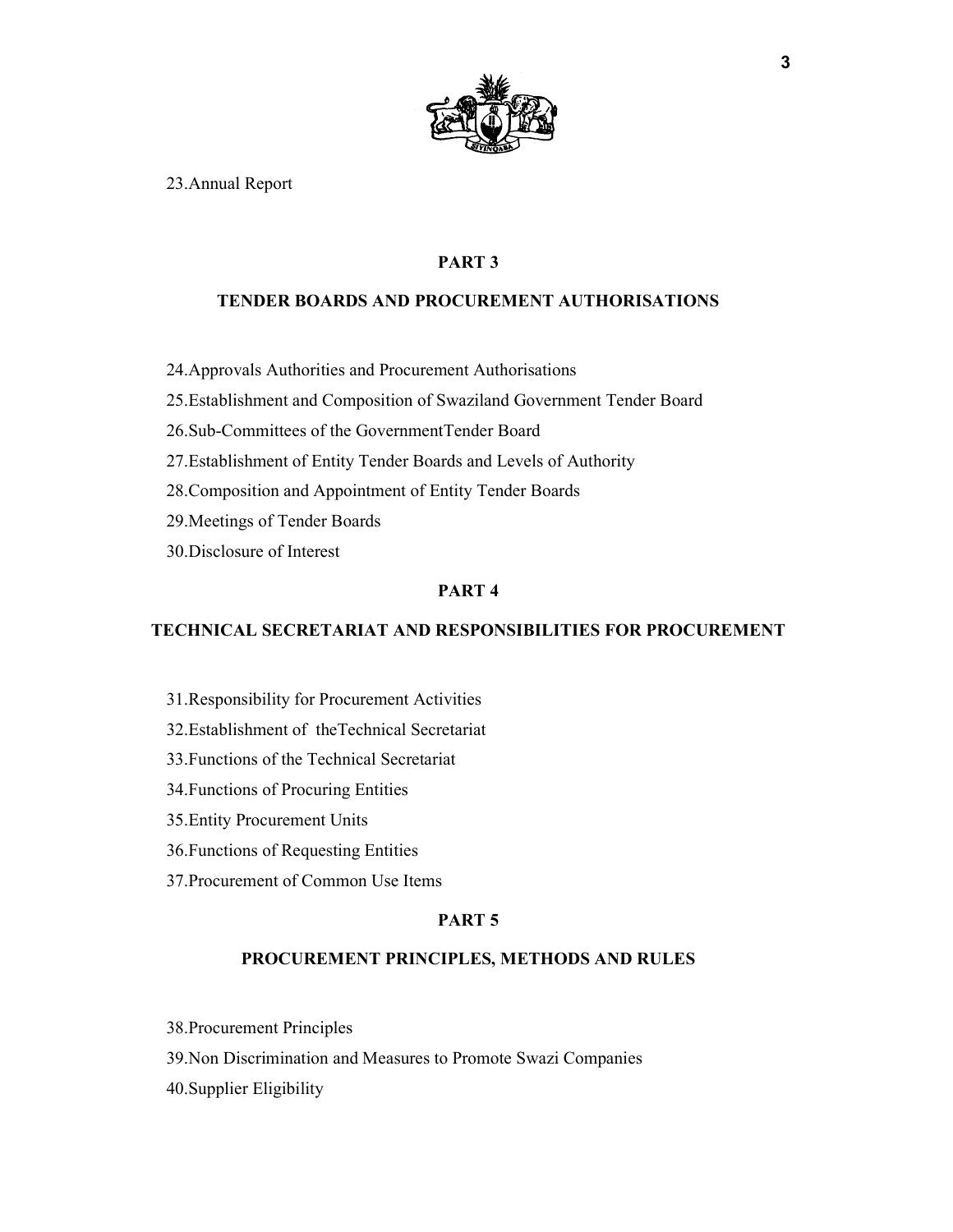23.Annual Report

## PART 3

## TENDER BOARDS AND PROCUREMENT AUTHORISATIONS

24.Approvals Authorities and Procurement Authorisations

25.Establishment and Composition of Swaziland Government Tender Board

26.Sub-Committees of the GovernmentTender Board

27.Establishment of Entity Tender Boards and Levels of Authority

28.Composition and Appointment of Entity Tender Boards

29.Meetings of Tender Boards

30.Disclosure of Interest

## PART 4

## TECHNICAL SECRETARIAT AND RESPONSIBILITIES FOR PROCUREMENT

31.Responsibility for Procurement Activities

32.Establishment of theTechnical Secretariat

33.Functions of the Technical Secretariat

34.Functions of Procuring Entities

35.Entity Procurement Units

36.Functions of Requesting Entities

37.Procurement of Common Use Items

## PART 5

## PROCUREMENT PRINCIPLES, METHODS AND RULES

38.Procurement Principles

39.Non Discrimination and Measures to Promote Swazi Companies

40.Supplier Eligibility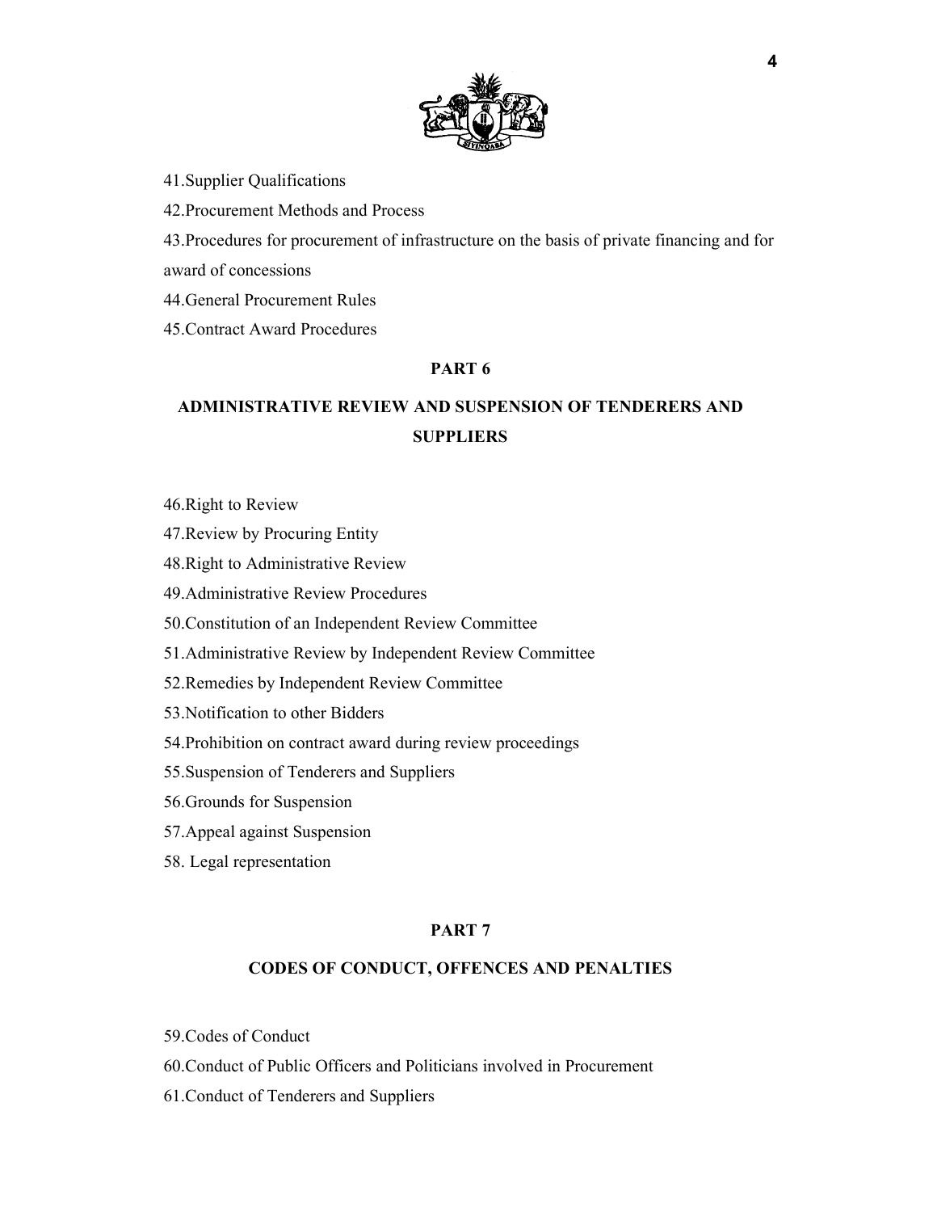41.Supplier Qualifications

42.Procurement Methods and Process

43.Procedures for procurement of infrastructure on the basis of private financing and for award of concessions

44.General Procurement Rules

45.Contract Award Procedures

## PART 6

## ADMINISTRATIVE REVIEW AND SUSPENSION OF TENDERERS AND SUPPLIERS

46.Right to Review

47.Review by Procuring Entity

48.Right to Administrative Review

49.Administrative Review Procedures

50.Constitution of an Independent Review Committee

51.Administrative Review by Independent Review Committee

52.Remedies by Independent Review Committee

53.Notification to other Bidders

54.Prohibition on contract award during review proceedings

55.Suspension of Tenderers and Suppliers

56.Grounds for Suspension

57.Appeal against Suspension

58. Legal representation

## PART 7

## CODES OF CONDUCT, OFFENCES AND PENALTIES

59.Codes of Conduct

60.Conduct of Public Officers and Politicians involved in Procurement

61.Conduct of Tenderers and Suppliers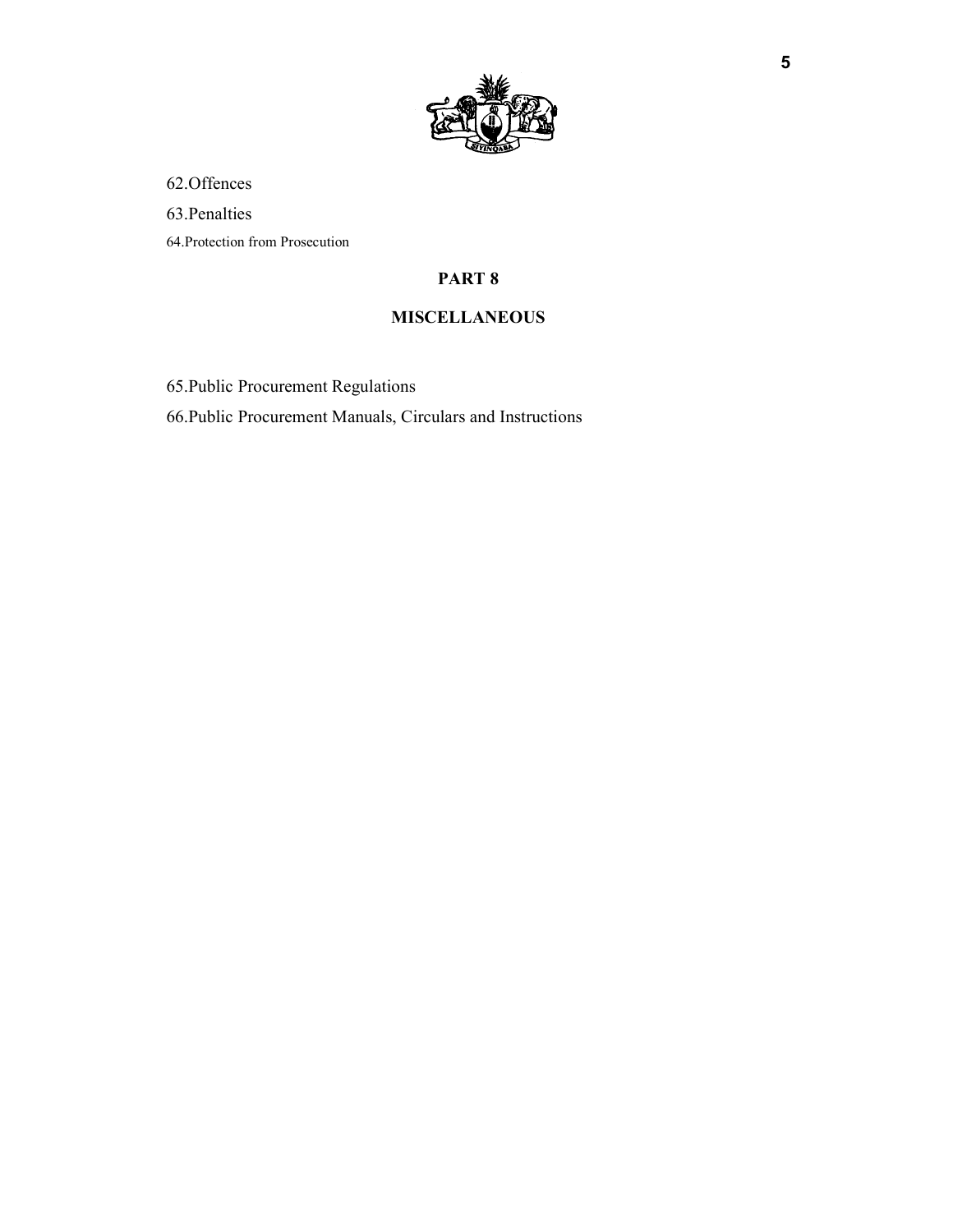62.Offences

63.Penalties

64.Protection from Prosecution

## PART 8

## MISCELLANEOUS

65.Public Procurement Regulations

66.Public Procurement Manuals, Circulars and Instructions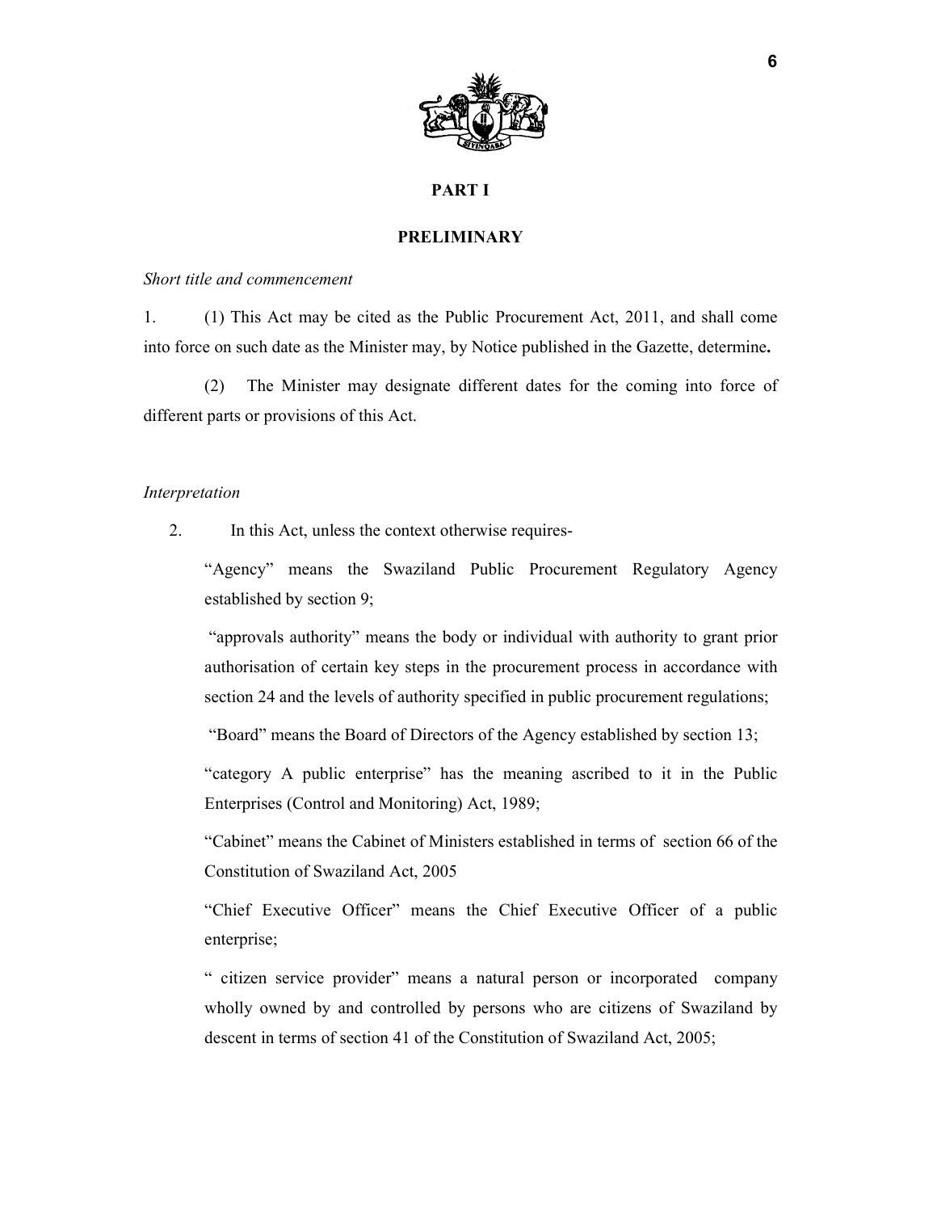## PART I

## PRELIMINARY

*Short title and commencement*

1. (1) This Act may be cited as the Public Procurement Act, 2011, and shall come into force on such date as the Minister may, by Notice published in the Gazette, determine**.**

(2) The Minister may designate different dates for the coming into force of different parts or provisions of this Act.

*Interpretation*

2. In this Act, unless the context otherwise requires-

"Agency" means the Swaziland Public Procurement Regulatory Agency established by section 9;

"approvals authority" means the body or individual with authority to grant prior authorisation of certain key steps in the procurement process in accordance with section 24 and the levels of authority specified in public procurement regulations;

"Board" means the Board of Directors of the Agency established by section 13;

"category A public enterprise" has the meaning ascribed to it in the Public Enterprises (Control and Monitoring) Act, 1989;

"Cabinet" means the Cabinet of Ministers established in terms of section 66 of the Constitution of Swaziland Act, 2005

"Chief Executive Officer" means the Chief Executive Officer of a public enterprise;

" citizen service provider" means a natural person or incorporated company wholly owned by and controlled by persons who are citizens of Swaziland by descent in terms of section 41 of the Constitution of Swaziland Act, 2005;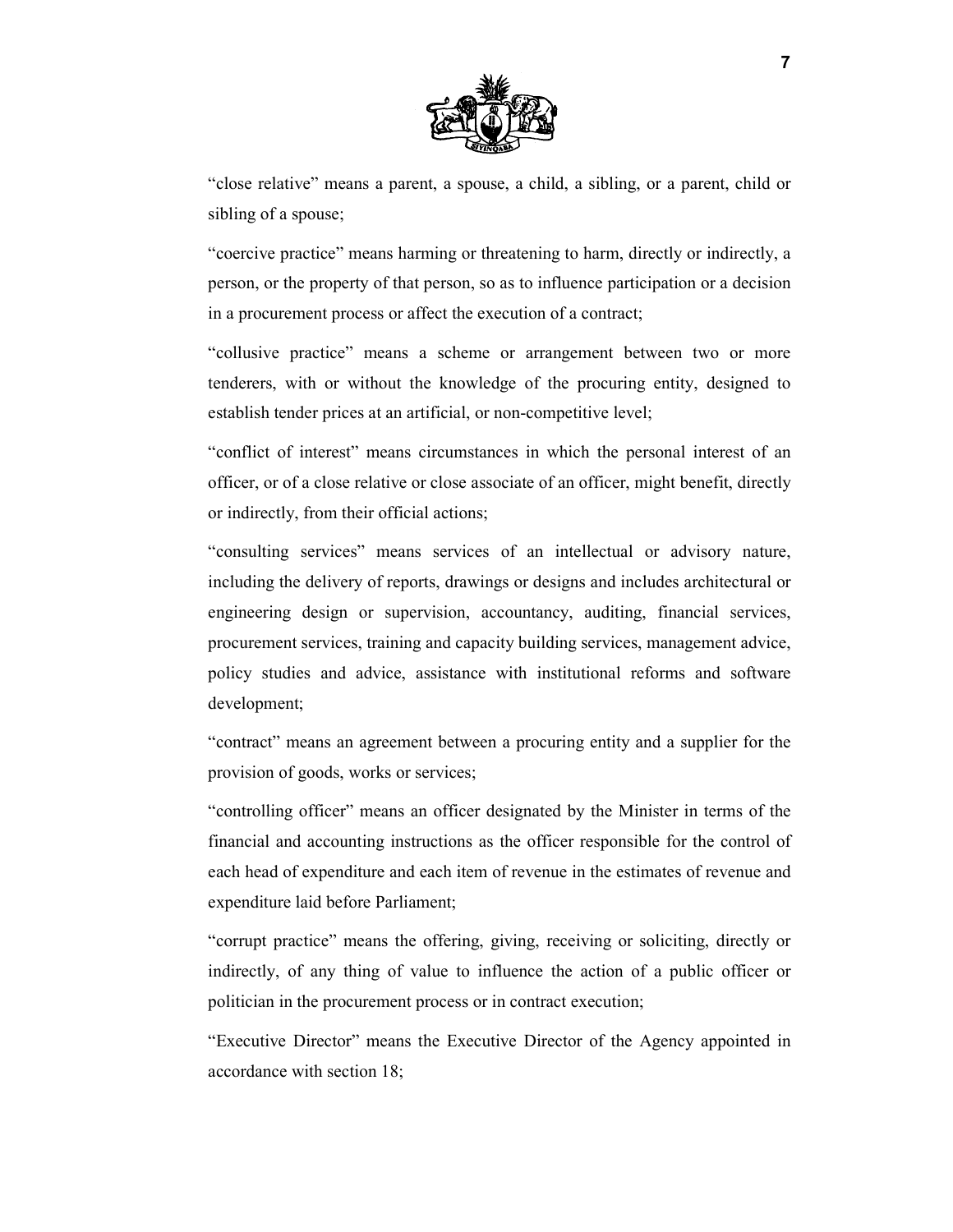"close relative" means a parent, a spouse, a child, a sibling, or a parent, child or sibling of a spouse;

"coercive practice" means harming or threatening to harm, directly or indirectly, a person, or the property of that person, so as to influence participation or a decision in a procurement process or affect the execution of a contract;

"collusive practice" means a scheme or arrangement between two or more tenderers, with or without the knowledge of the procuring entity, designed to establish tender prices at an artificial, or non-competitive level;

"conflict of interest" means circumstances in which the personal interest of an officer, or of a close relative or close associate of an officer, might benefit, directly or indirectly, from their official actions;

"consulting services" means services of an intellectual or advisory nature, including the delivery of reports, drawings or designs and includes architectural or engineering design or supervision, accountancy, auditing, financial services, procurement services, training and capacity building services, management advice, policy studies and advice, assistance with institutional reforms and software development;

"contract" means an agreement between a procuring entity and a supplier for the provision of goods, works or services;

"controlling officer" means an officer designated by the Minister in terms of the financial and accounting instructions as the officer responsible for the control of each head of expenditure and each item of revenue in the estimates of revenue and expenditure laid before Parliament;

"corrupt practice" means the offering, giving, receiving or soliciting, directly or indirectly, of any thing of value to influence the action of a public officer or politician in the procurement process or in contract execution;

"Executive Director" means the Executive Director of the Agency appointed in accordance with section 18;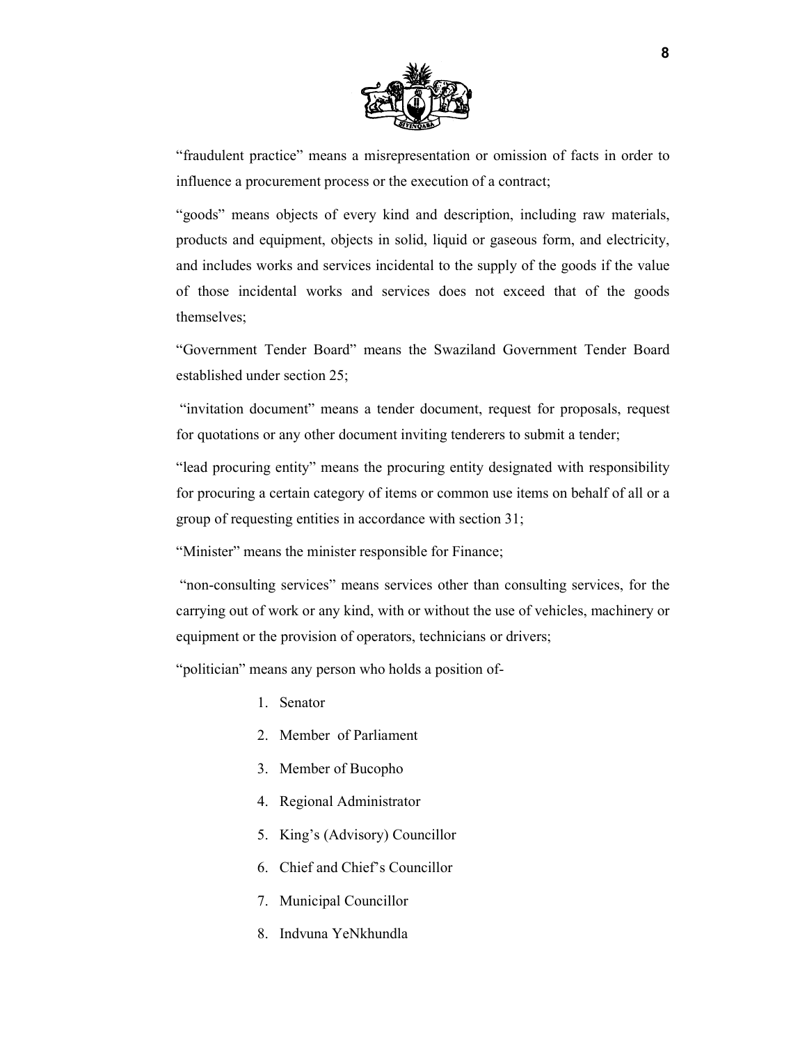"fraudulent practice" means a misrepresentation or omission of facts in order to influence a procurement process or the execution of a contract;

"goods" means objects of every kind and description, including raw materials, products and equipment, objects in solid, liquid or gaseous form, and electricity, and includes works and services incidental to the supply of the goods if the value of those incidental works and services does not exceed that of the goods themselves;

"Government Tender Board" means the Swaziland Government Tender Board established under section 25;

"invitation document" means a tender document, request for proposals, request for quotations or any other document inviting tenderers to submit a tender;

"lead procuring entity" means the procuring entity designated with responsibility for procuring a certain category of items or common use items on behalf of all or a group of requesting entities in accordance with section 31;

"Minister" means the minister responsible for Finance;

"non-consulting services" means services other than consulting services, for the carrying out of work or any kind, with or without the use of vehicles, machinery or equipment or the provision of operators, technicians or drivers;

"politician" means any person who holds a position of-

1. Senator
2. Member of Parliament
3. Member of Bucopho
4. Regional Administrator
5. King's (Advisory) Councillor
6. Chief and Chief's Councillor
7. Municipal Councillor
8. Indvuna YeNkhundla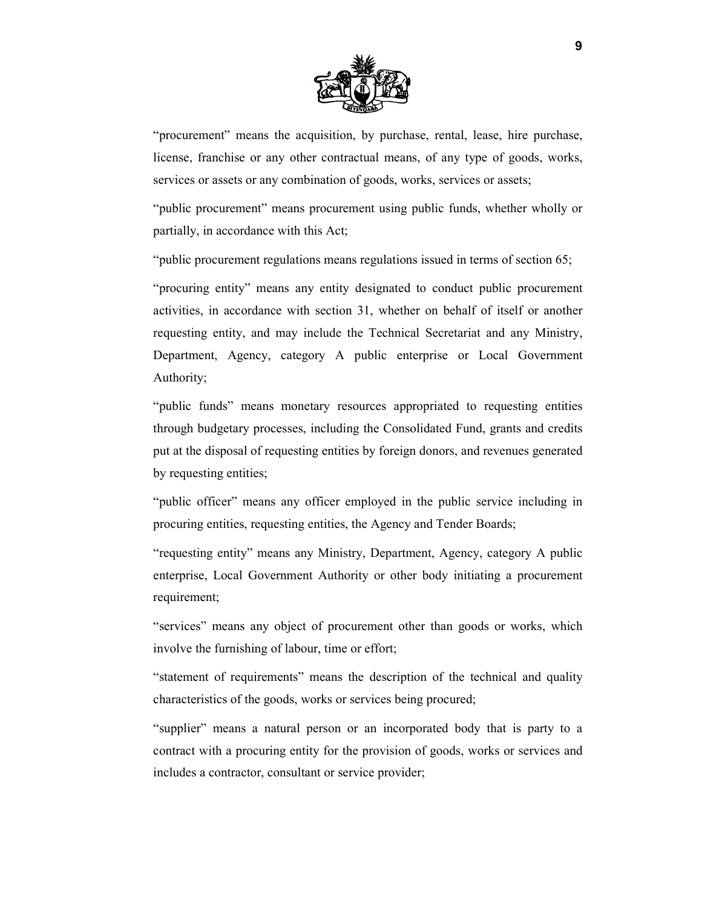"procurement" means the acquisition, by purchase, rental, lease, hire purchase, license, franchise or any other contractual means, of any type of goods, works, services or assets or any combination of goods, works, services or assets;

"public procurement" means procurement using public funds, whether wholly or partially, in accordance with this Act;

"public procurement regulations means regulations issued in terms of section 65;

"procuring entity" means any entity designated to conduct public procurement activities, in accordance with section 31, whether on behalf of itself or another requesting entity, and may include the Technical Secretariat and any Ministry, Department, Agency, category A public enterprise or Local Government Authority;

"public funds" means monetary resources appropriated to requesting entities through budgetary processes, including the Consolidated Fund, grants and credits put at the disposal of requesting entities by foreign donors, and revenues generated by requesting entities;

"public officer" means any officer employed in the public service including in procuring entities, requesting entities, the Agency and Tender Boards;

"requesting entity" means any Ministry, Department, Agency, category A public enterprise, Local Government Authority or other body initiating a procurement requirement;

"services" means any object of procurement other than goods or works, which involve the furnishing of labour, time or effort;

"statement of requirements" means the description of the technical and quality characteristics of the goods, works or services being procured;

"supplier" means a natural person or an incorporated body that is party to a contract with a procuring entity for the provision of goods, works or services and includes a contractor, consultant or service provider;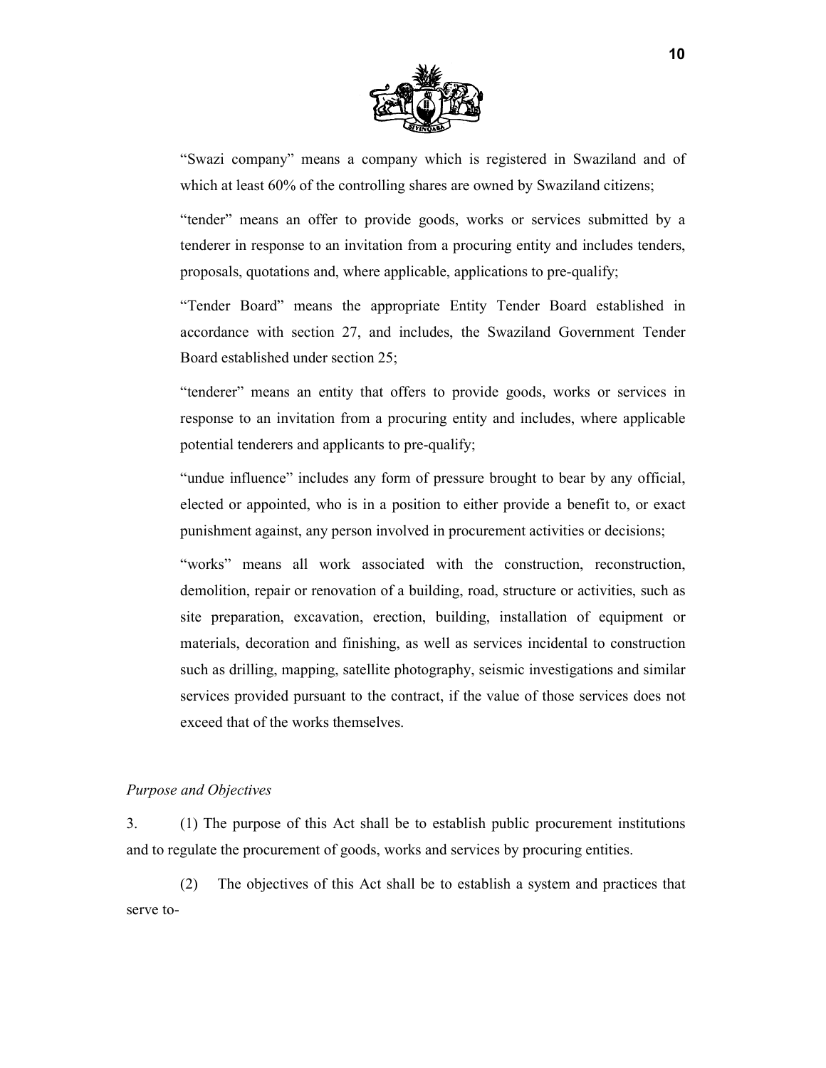"Swazi company" means a company which is registered in Swaziland and of which at least 60% of the controlling shares are owned by Swaziland citizens;

"tender" means an offer to provide goods, works or services submitted by a tenderer in response to an invitation from a procuring entity and includes tenders, proposals, quotations and, where applicable, applications to pre-qualify;

"Tender Board" means the appropriate Entity Tender Board established in accordance with section 27, and includes, the Swaziland Government Tender Board established under section 25;

"tenderer" means an entity that offers to provide goods, works or services in response to an invitation from a procuring entity and includes, where applicable potential tenderers and applicants to pre-qualify;

"undue influence" includes any form of pressure brought to bear by any official, elected or appointed, who is in a position to either provide a benefit to, or exact punishment against, any person involved in procurement activities or decisions;

"works" means all work associated with the construction, reconstruction, demolition, repair or renovation of a building, road, structure or activities, such as site preparation, excavation, erection, building, installation of equipment or materials, decoration and finishing, as well as services incidental to construction such as drilling, mapping, satellite photography, seismic investigations and similar services provided pursuant to the contract, if the value of those services does not exceed that of the works themselves.

*Purpose and Objectives*

3. (1) The purpose of this Act shall be to establish public procurement institutions and to regulate the procurement of goods, works and services by procuring entities.

(2) The objectives of this Act shall be to establish a system and practices that serve to-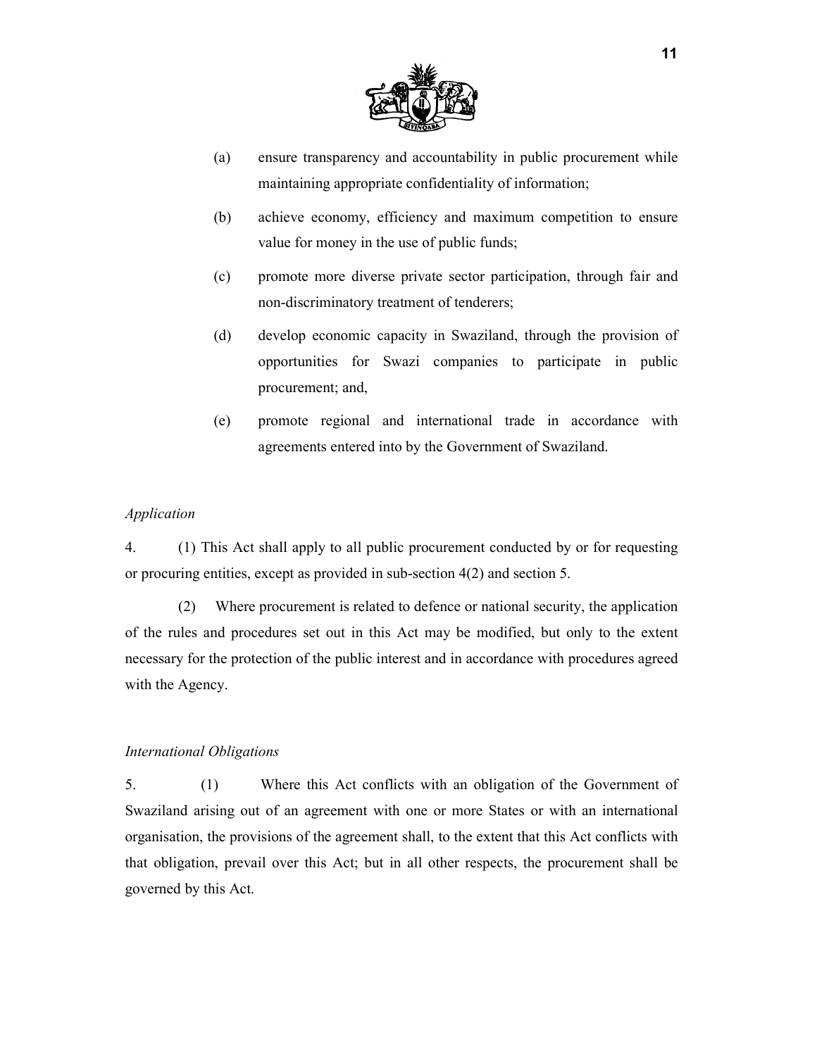(a) ensure transparency and accountability in public procurement while maintaining appropriate confidentiality of information;

(b) achieve economy, efficiency and maximum competition to ensure value for money in the use of public funds;

(c) promote more diverse private sector participation, through fair and non-discriminatory treatment of tenderers;

(d) develop economic capacity in Swaziland, through the provision of opportunities for Swazi companies to participate in public procurement; and,

(e) promote regional and international trade in accordance with agreements entered into by the Government of Swaziland.

*Application*

4. (1) This Act shall apply to all public procurement conducted by or for requesting or procuring entities, except as provided in sub-section 4(2) and section 5.

(2) Where procurement is related to defence or national security, the application of the rules and procedures set out in this Act may be modified, but only to the extent necessary for the protection of the public interest and in accordance with procedures agreed with the Agency.

*International Obligations*

5. (1) Where this Act conflicts with an obligation of the Government of Swaziland arising out of an agreement with one or more States or with an international organisation, the provisions of the agreement shall, to the extent that this Act conflicts with that obligation, prevail over this Act; but in all other respects, the procurement shall be governed by this Act.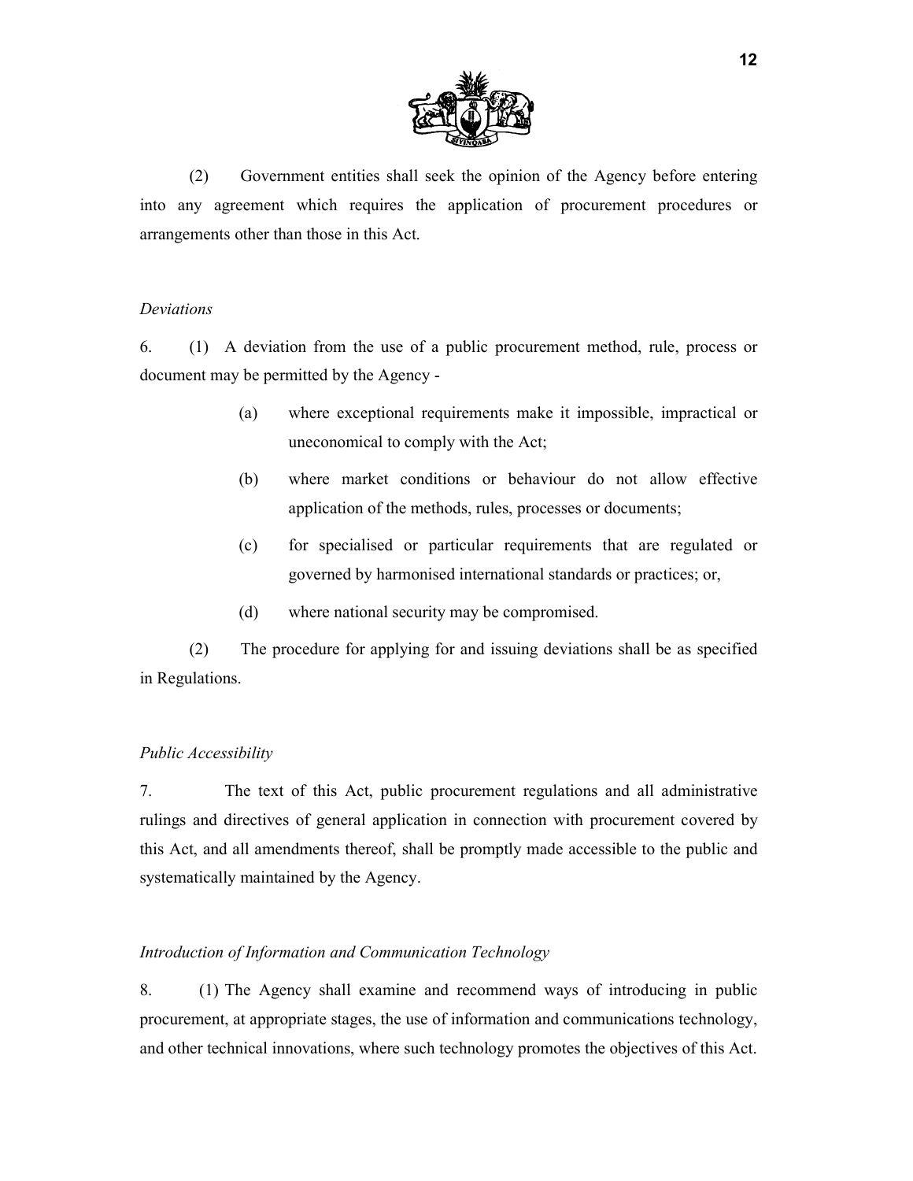(2) Government entities shall seek the opinion of the Agency before entering into any agreement which requires the application of procurement procedures or arrangements other than those in this Act.

*Deviations*

6. (1) A deviation from the use of a public procurement method, rule, process or document may be permitted by the Agency -

(a) where exceptional requirements make it impossible, impractical or uneconomical to comply with the Act;

(b) where market conditions or behaviour do not allow effective application of the methods, rules, processes or documents;

(c) for specialised or particular requirements that are regulated or governed by harmonised international standards or practices; or,

(d) where national security may be compromised.

(2) The procedure for applying for and issuing deviations shall be as specified in Regulations.

*Public Accessibility*

7. The text of this Act, public procurement regulations and all administrative rulings and directives of general application in connection with procurement covered by this Act, and all amendments thereof, shall be promptly made accessible to the public and systematically maintained by the Agency.

*Introduction of Information and Communication Technology*

8. (1) The Agency shall examine and recommend ways of introducing in public procurement, at appropriate stages, the use of information and communications technology, and other technical innovations, where such technology promotes the objectives of this Act.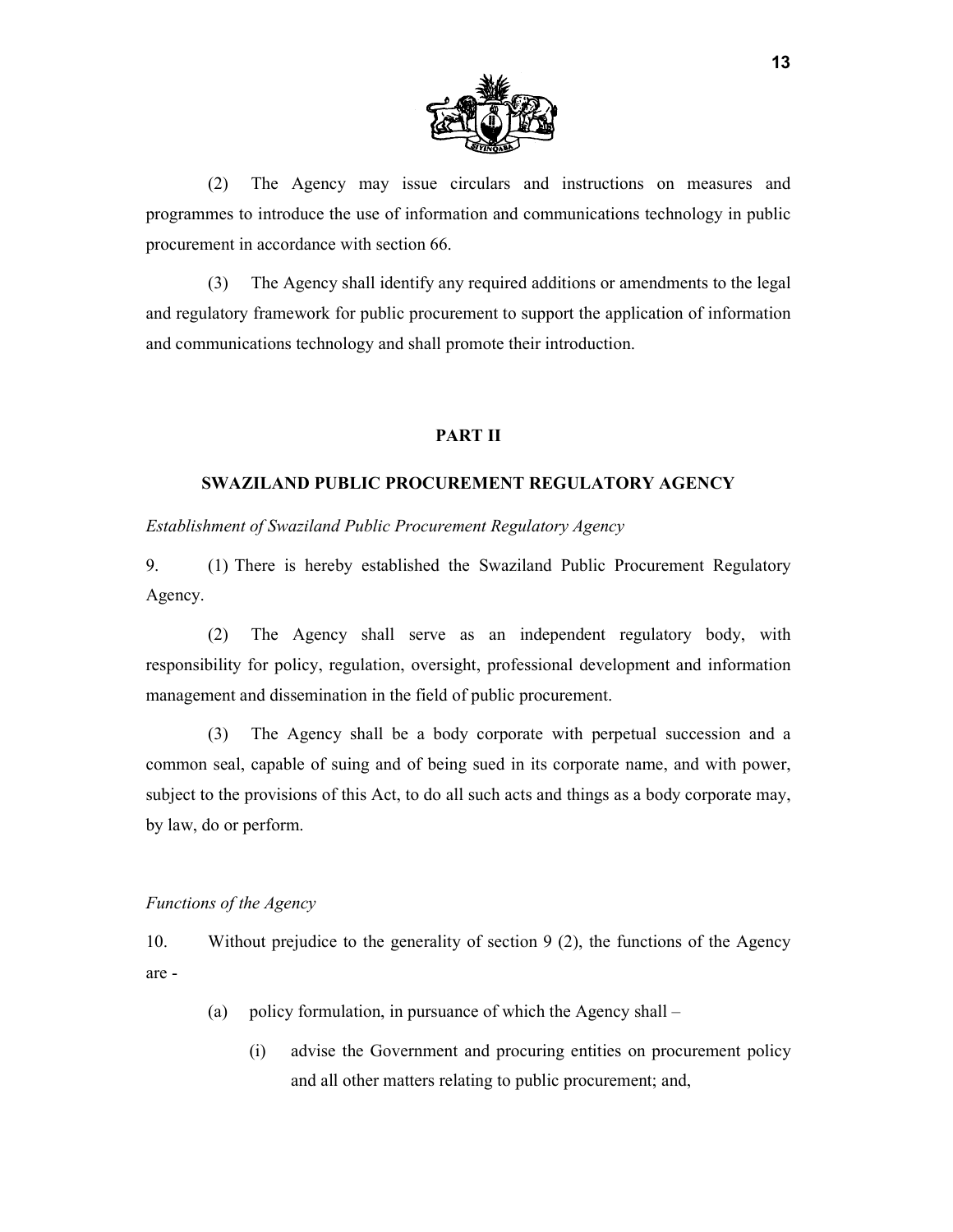(2) The Agency may issue circulars and instructions on measures and programmes to introduce the use of information and communications technology in public procurement in accordance with section 66.

(3) The Agency shall identify any required additions or amendments to the legal and regulatory framework for public procurement to support the application of information and communications technology and shall promote their introduction.

## PART II

## SWAZILAND PUBLIC PROCUREMENT REGULATORY AGENCY

*Establishment of Swaziland Public Procurement Regulatory Agency*

9. (1) There is hereby established the Swaziland Public Procurement Regulatory Agency.

(2) The Agency shall serve as an independent regulatory body, with responsibility for policy, regulation, oversight, professional development and information management and dissemination in the field of public procurement.

(3) The Agency shall be a body corporate with perpetual succession and a common seal, capable of suing and of being sued in its corporate name, and with power, subject to the provisions of this Act, to do all such acts and things as a body corporate may, by law, do or perform.

*Functions of the Agency*

10. Without prejudice to the generality of section 9 (2), the functions of the Agency are -

- (a) policy formulation, in pursuance of which the Agency shall –
  - (i) advise the Government and procuring entities on procurement policy and all other matters relating to public procurement; and,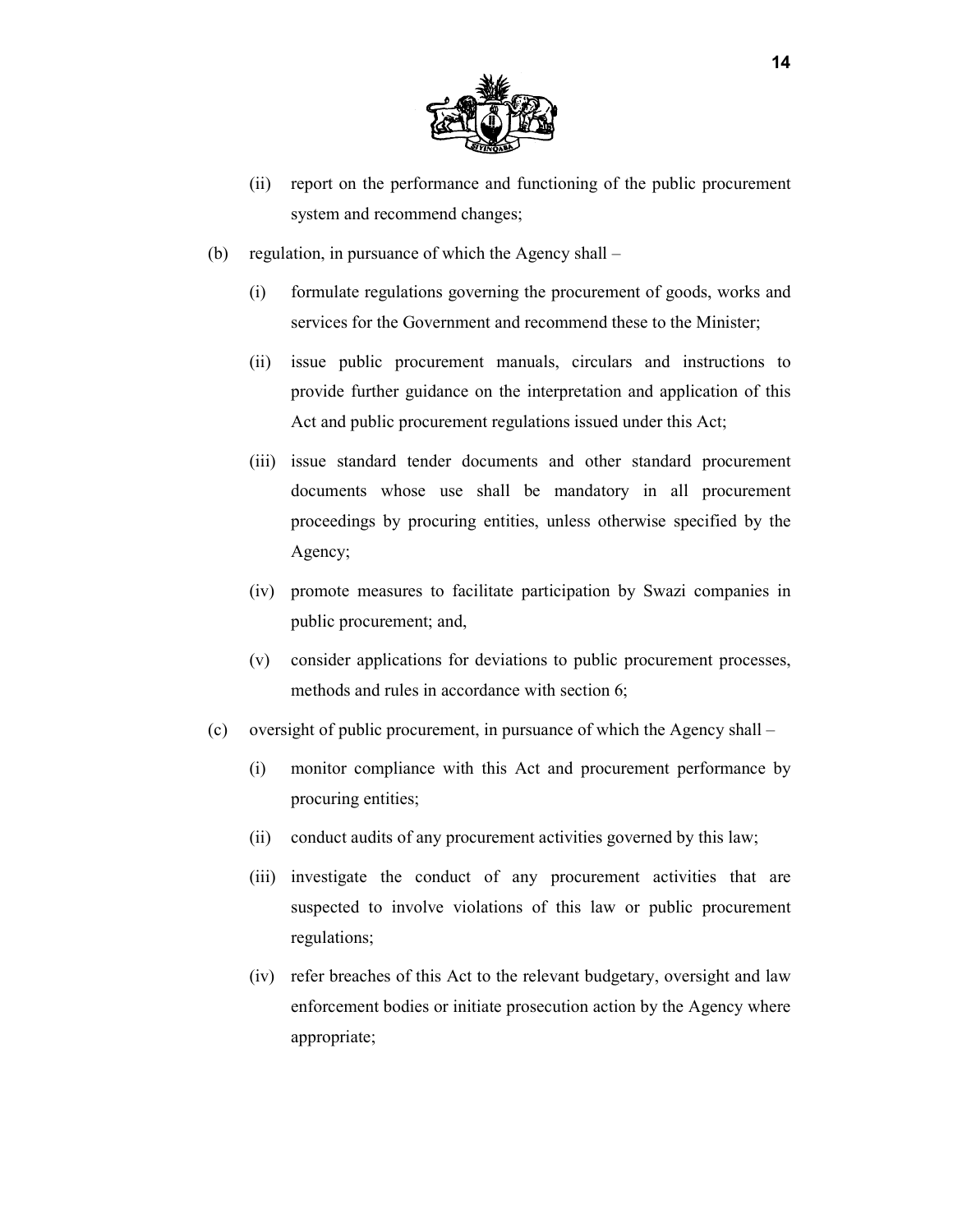(ii) report on the performance and functioning of the public procurement system and recommend changes;

(b) regulation, in pursuance of which the Agency shall –

(i) formulate regulations governing the procurement of goods, works and services for the Government and recommend these to the Minister;

(ii) issue public procurement manuals, circulars and instructions to provide further guidance on the interpretation and application of this Act and public procurement regulations issued under this Act;

(iii) issue standard tender documents and other standard procurement documents whose use shall be mandatory in all procurement proceedings by procuring entities, unless otherwise specified by the Agency;

(iv) promote measures to facilitate participation by Swazi companies in public procurement; and,

(v) consider applications for deviations to public procurement processes, methods and rules in accordance with section 6;

(c) oversight of public procurement, in pursuance of which the Agency shall –

(i) monitor compliance with this Act and procurement performance by procuring entities;

(ii) conduct audits of any procurement activities governed by this law;

(iii) investigate the conduct of any procurement activities that are suspected to involve violations of this law or public procurement regulations;

(iv) refer breaches of this Act to the relevant budgetary, oversight and law enforcement bodies or initiate prosecution action by the Agency where appropriate;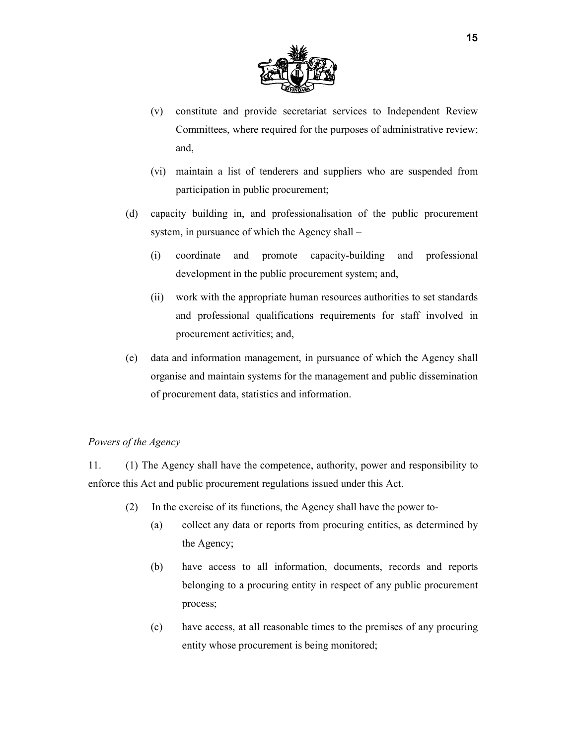(v) constitute and provide secretariat services to Independent Review Committees, where required for the purposes of administrative review; and,

(vi) maintain a list of tenderers and suppliers who are suspended from participation in public procurement;

(d) capacity building in, and professionalisation of the public procurement system, in pursuance of which the Agency shall –

(i) coordinate and promote capacity-building and professional development in the public procurement system; and,

(ii) work with the appropriate human resources authorities to set standards and professional qualifications requirements for staff involved in procurement activities; and,

(e) data and information management, in pursuance of which the Agency shall organise and maintain systems for the management and public dissemination of procurement data, statistics and information.

*Powers of the Agency*

11. (1) The Agency shall have the competence, authority, power and responsibility to enforce this Act and public procurement regulations issued under this Act.

(2) In the exercise of its functions, the Agency shall have the power to-

(a) collect any data or reports from procuring entities, as determined by the Agency;

(b) have access to all information, documents, records and reports belonging to a procuring entity in respect of any public procurement process;

(c) have access, at all reasonable times to the premises of any procuring entity whose procurement is being monitored;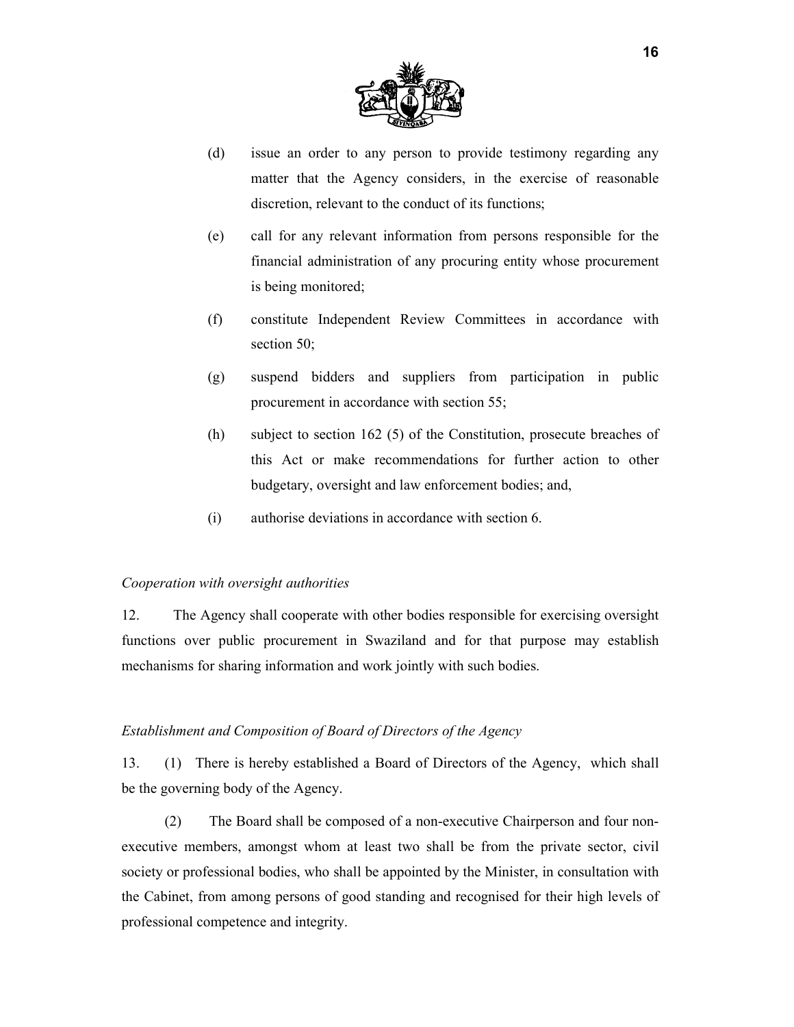(d) issue an order to any person to provide testimony regarding any matter that the Agency considers, in the exercise of reasonable discretion, relevant to the conduct of its functions;

(e) call for any relevant information from persons responsible for the financial administration of any procuring entity whose procurement is being monitored;

(f) constitute Independent Review Committees in accordance with section 50;

(g) suspend bidders and suppliers from participation in public procurement in accordance with section 55;

(h) subject to section 162 (5) of the Constitution, prosecute breaches of this Act or make recommendations for further action to other budgetary, oversight and law enforcement bodies; and,

(i) authorise deviations in accordance with section 6.

*Cooperation with oversight authorities*

12. The Agency shall cooperate with other bodies responsible for exercising oversight functions over public procurement in Swaziland and for that purpose may establish mechanisms for sharing information and work jointly with such bodies.

*Establishment and Composition of Board of Directors of the Agency*

13. (1) There is hereby established a Board of Directors of the Agency, which shall be the governing body of the Agency.

(2) The Board shall be composed of a non-executive Chairperson and four non-executive members, amongst whom at least two shall be from the private sector, civil society or professional bodies, who shall be appointed by the Minister, in consultation with the Cabinet, from among persons of good standing and recognised for their high levels of professional competence and integrity.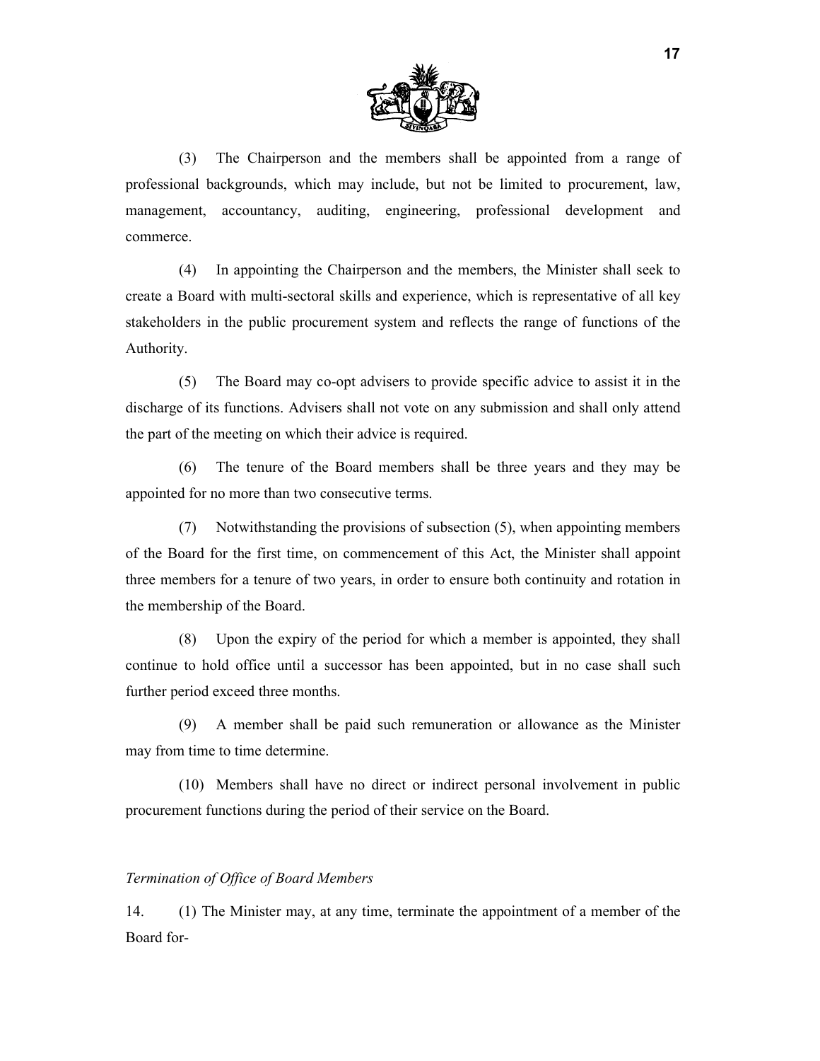(3) The Chairperson and the members shall be appointed from a range of professional backgrounds, which may include, but not be limited to procurement, law, management, accountancy, auditing, engineering, professional development and commerce.

(4) In appointing the Chairperson and the members, the Minister shall seek to create a Board with multi-sectoral skills and experience, which is representative of all key stakeholders in the public procurement system and reflects the range of functions of the Authority.

(5) The Board may co-opt advisers to provide specific advice to assist it in the discharge of its functions. Advisers shall not vote on any submission and shall only attend the part of the meeting on which their advice is required.

(6) The tenure of the Board members shall be three years and they may be appointed for no more than two consecutive terms.

(7) Notwithstanding the provisions of subsection (5), when appointing members of the Board for the first time, on commencement of this Act, the Minister shall appoint three members for a tenure of two years, in order to ensure both continuity and rotation in the membership of the Board.

(8) Upon the expiry of the period for which a member is appointed, they shall continue to hold office until a successor has been appointed, but in no case shall such further period exceed three months.

(9) A member shall be paid such remuneration or allowance as the Minister may from time to time determine.

(10) Members shall have no direct or indirect personal involvement in public procurement functions during the period of their service on the Board.

*Termination of Office of Board Members*

14. (1) The Minister may, at any time, terminate the appointment of a member of the Board for-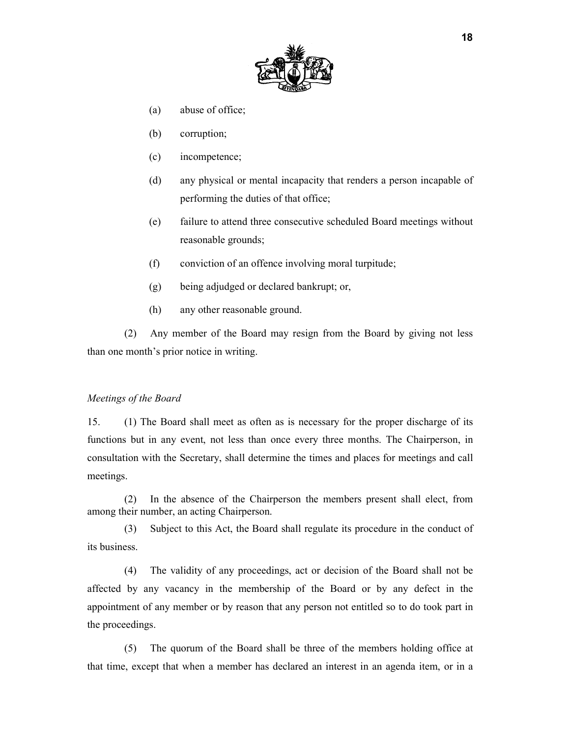(a) abuse of office;

(b) corruption;

(c) incompetence;

(d) any physical or mental incapacity that renders a person incapable of performing the duties of that office;

(e) failure to attend three consecutive scheduled Board meetings without reasonable grounds;

(f) conviction of an offence involving moral turpitude;

(g) being adjudged or declared bankrupt; or,

(h) any other reasonable ground.

(2) Any member of the Board may resign from the Board by giving not less than one month's prior notice in writing.

*Meetings of the Board*

15. (1) The Board shall meet as often as is necessary for the proper discharge of its functions but in any event, not less than once every three months. The Chairperson, in consultation with the Secretary, shall determine the times and places for meetings and call meetings.

(2) In the absence of the Chairperson the members present shall elect, from among their number, an acting Chairperson.

(3) Subject to this Act, the Board shall regulate its procedure in the conduct of its business.

(4) The validity of any proceedings, act or decision of the Board shall not be affected by any vacancy in the membership of the Board or by any defect in the appointment of any member or by reason that any person not entitled so to do took part in the proceedings.

(5) The quorum of the Board shall be three of the members holding office at that time, except that when a member has declared an interest in an agenda item, or in a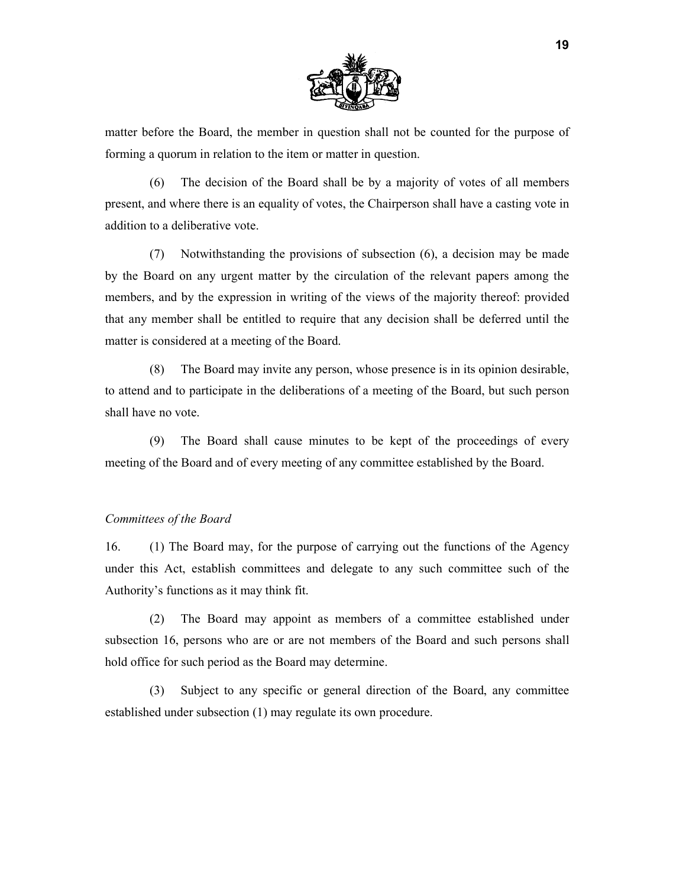matter before the Board, the member in question shall not be counted for the purpose of forming a quorum in relation to the item or matter in question.

(6) The decision of the Board shall be by a majority of votes of all members present, and where there is an equality of votes, the Chairperson shall have a casting vote in addition to a deliberative vote.

(7) Notwithstanding the provisions of subsection (6), a decision may be made by the Board on any urgent matter by the circulation of the relevant papers among the members, and by the expression in writing of the views of the majority thereof: provided that any member shall be entitled to require that any decision shall be deferred until the matter is considered at a meeting of the Board.

(8) The Board may invite any person, whose presence is in its opinion desirable, to attend and to participate in the deliberations of a meeting of the Board, but such person shall have no vote.

(9) The Board shall cause minutes to be kept of the proceedings of every meeting of the Board and of every meeting of any committee established by the Board.

*Committees of the Board*

16. (1) The Board may, for the purpose of carrying out the functions of the Agency under this Act, establish committees and delegate to any such committee such of the Authority's functions as it may think fit.

(2) The Board may appoint as members of a committee established under subsection 16, persons who are or are not members of the Board and such persons shall hold office for such period as the Board may determine.

(3) Subject to any specific or general direction of the Board, any committee established under subsection (1) may regulate its own procedure.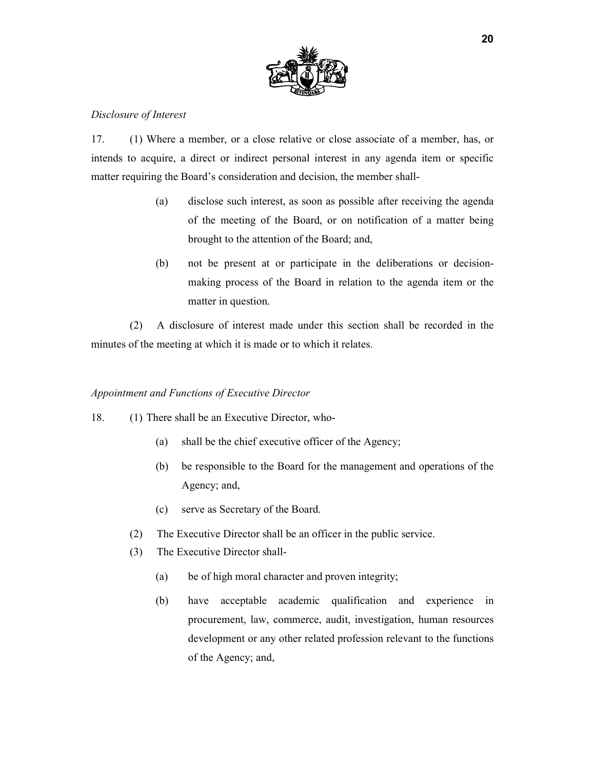*Disclosure of Interest*

17. (1) Where a member, or a close relative or close associate of a member, has, or intends to acquire, a direct or indirect personal interest in any agenda item or specific matter requiring the Board's consideration and decision, the member shall-

(a) disclose such interest, as soon as possible after receiving the agenda of the meeting of the Board, or on notification of a matter being brought to the attention of the Board; and,

(b) not be present at or participate in the deliberations or decision-making process of the Board in relation to the agenda item or the matter in question.

(2) A disclosure of interest made under this section shall be recorded in the minutes of the meeting at which it is made or to which it relates.

*Appointment and Functions of Executive Director*

18. (1) There shall be an Executive Director, who-

(a) shall be the chief executive officer of the Agency;

(b) be responsible to the Board for the management and operations of the Agency; and,

(c) serve as Secretary of the Board.

(2) The Executive Director shall be an officer in the public service.

(3) The Executive Director shall-

(a) be of high moral character and proven integrity;

(b) have acceptable academic qualification and experience in procurement, law, commerce, audit, investigation, human resources development or any other related profession relevant to the functions of the Agency; and,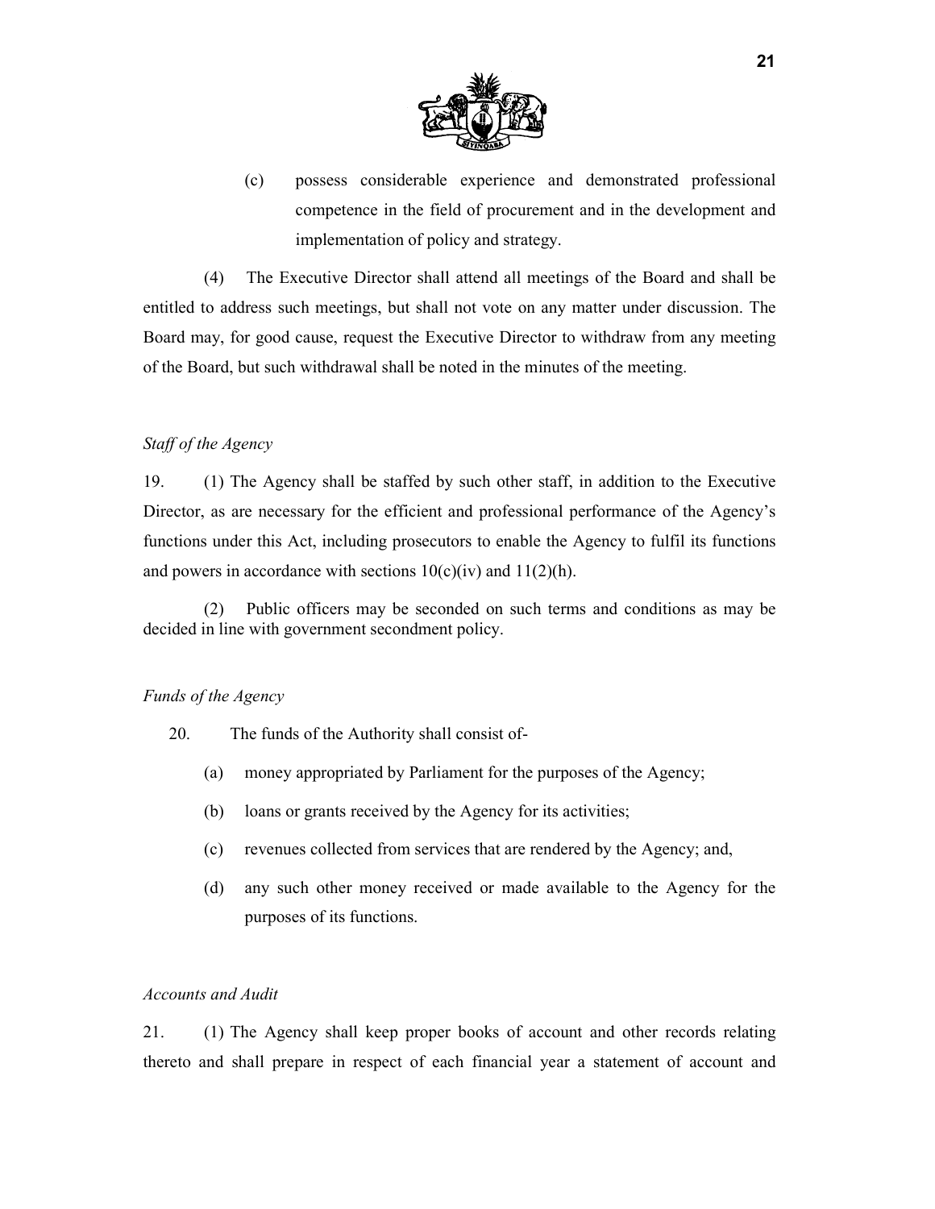(c) possess considerable experience and demonstrated professional competence in the field of procurement and in the development and implementation of policy and strategy.

(4) The Executive Director shall attend all meetings of the Board and shall be entitled to address such meetings, but shall not vote on any matter under discussion. The Board may, for good cause, request the Executive Director to withdraw from any meeting of the Board, but such withdrawal shall be noted in the minutes of the meeting.

*Staff of the Agency*

19. (1) The Agency shall be staffed by such other staff, in addition to the Executive Director, as are necessary for the efficient and professional performance of the Agency's functions under this Act, including prosecutors to enable the Agency to fulfil its functions and powers in accordance with sections 10(c)(iv) and 11(2)(h).

(2) Public officers may be seconded on such terms and conditions as may be decided in line with government secondment policy.

*Funds of the Agency*

20. The funds of the Authority shall consist of-

(a) money appropriated by Parliament for the purposes of the Agency;

(b) loans or grants received by the Agency for its activities;

(c) revenues collected from services that are rendered by the Agency; and,

(d) any such other money received or made available to the Agency for the purposes of its functions.

*Accounts and Audit*

21. (1) The Agency shall keep proper books of account and other records relating thereto and shall prepare in respect of each financial year a statement of account and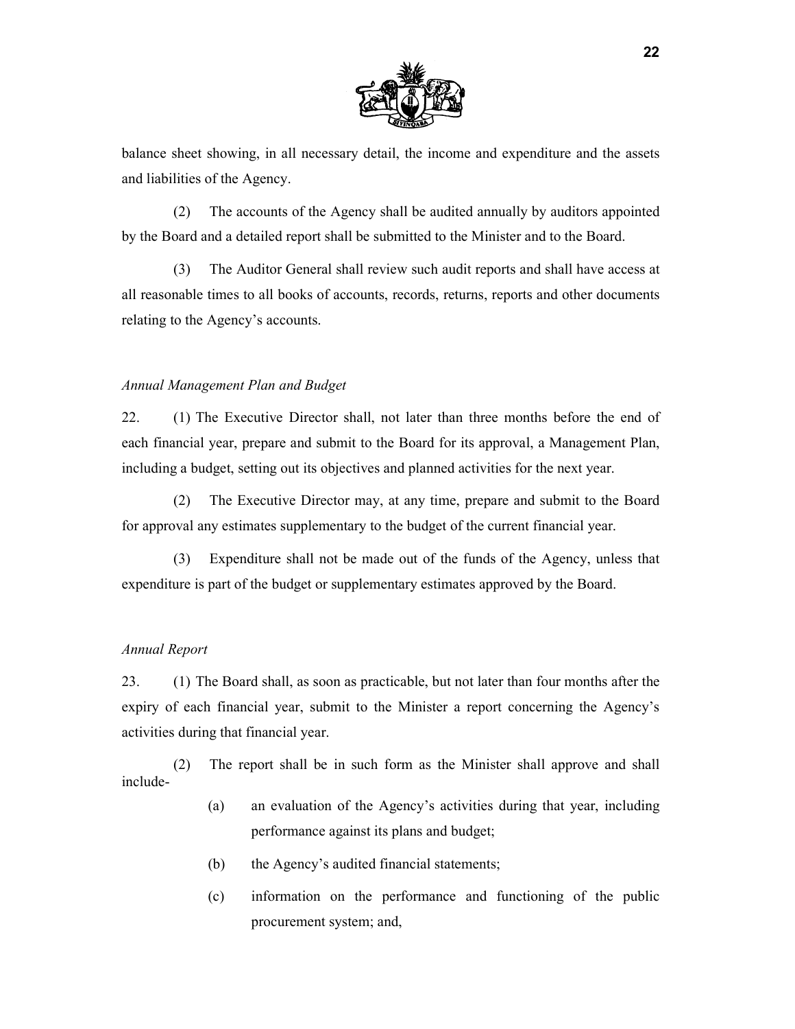balance sheet showing, in all necessary detail, the income and expenditure and the assets and liabilities of the Agency.

(2) The accounts of the Agency shall be audited annually by auditors appointed by the Board and a detailed report shall be submitted to the Minister and to the Board.

(3) The Auditor General shall review such audit reports and shall have access at all reasonable times to all books of accounts, records, returns, reports and other documents relating to the Agency's accounts.

*Annual Management Plan and Budget*

22. (1) The Executive Director shall, not later than three months before the end of each financial year, prepare and submit to the Board for its approval, a Management Plan, including a budget, setting out its objectives and planned activities for the next year.

(2) The Executive Director may, at any time, prepare and submit to the Board for approval any estimates supplementary to the budget of the current financial year.

(3) Expenditure shall not be made out of the funds of the Agency, unless that expenditure is part of the budget or supplementary estimates approved by the Board.

*Annual Report*

23. (1) The Board shall, as soon as practicable, but not later than four months after the expiry of each financial year, submit to the Minister a report concerning the Agency's activities during that financial year.

(2) The report shall be in such form as the Minister shall approve and shall include-

(a) an evaluation of the Agency's activities during that year, including performance against its plans and budget;

(b) the Agency's audited financial statements;

(c) information on the performance and functioning of the public procurement system; and,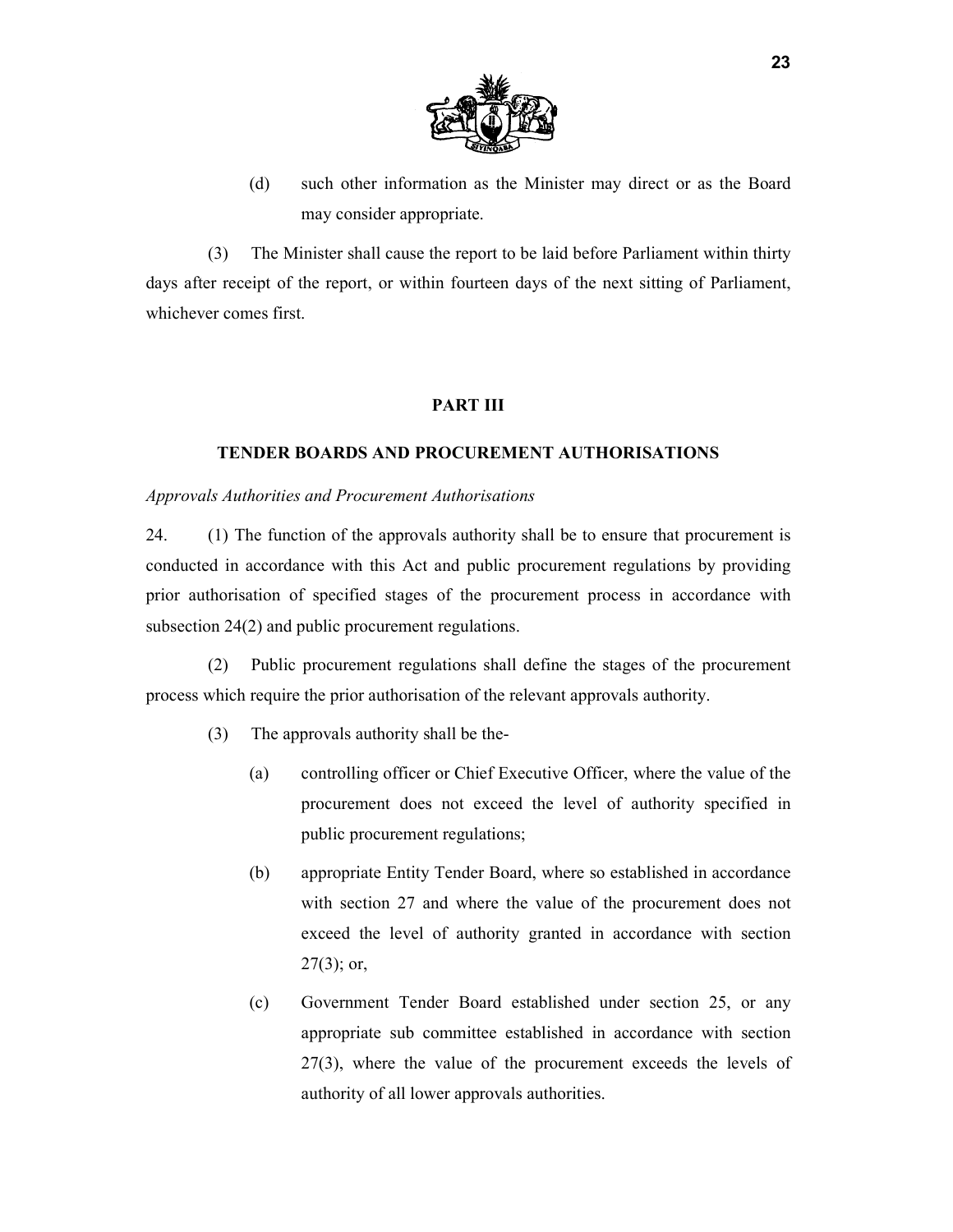(d) such other information as the Minister may direct or as the Board may consider appropriate.

(3) The Minister shall cause the report to be laid before Parliament within thirty days after receipt of the report, or within fourteen days of the next sitting of Parliament, whichever comes first.

## PART III

## TENDER BOARDS AND PROCUREMENT AUTHORISATIONS

*Approvals Authorities and Procurement Authorisations*

24. (1) The function of the approvals authority shall be to ensure that procurement is conducted in accordance with this Act and public procurement regulations by providing prior authorisation of specified stages of the procurement process in accordance with subsection 24(2) and public procurement regulations.

(2) Public procurement regulations shall define the stages of the procurement process which require the prior authorisation of the relevant approvals authority.

(3) The approvals authority shall be the-

(a) controlling officer or Chief Executive Officer, where the value of the procurement does not exceed the level of authority specified in public procurement regulations;

(b) appropriate Entity Tender Board, where so established in accordance with section 27 and where the value of the procurement does not exceed the level of authority granted in accordance with section 27(3); or,

(c) Government Tender Board established under section 25, or any appropriate sub committee established in accordance with section 27(3), where the value of the procurement exceeds the levels of authority of all lower approvals authorities.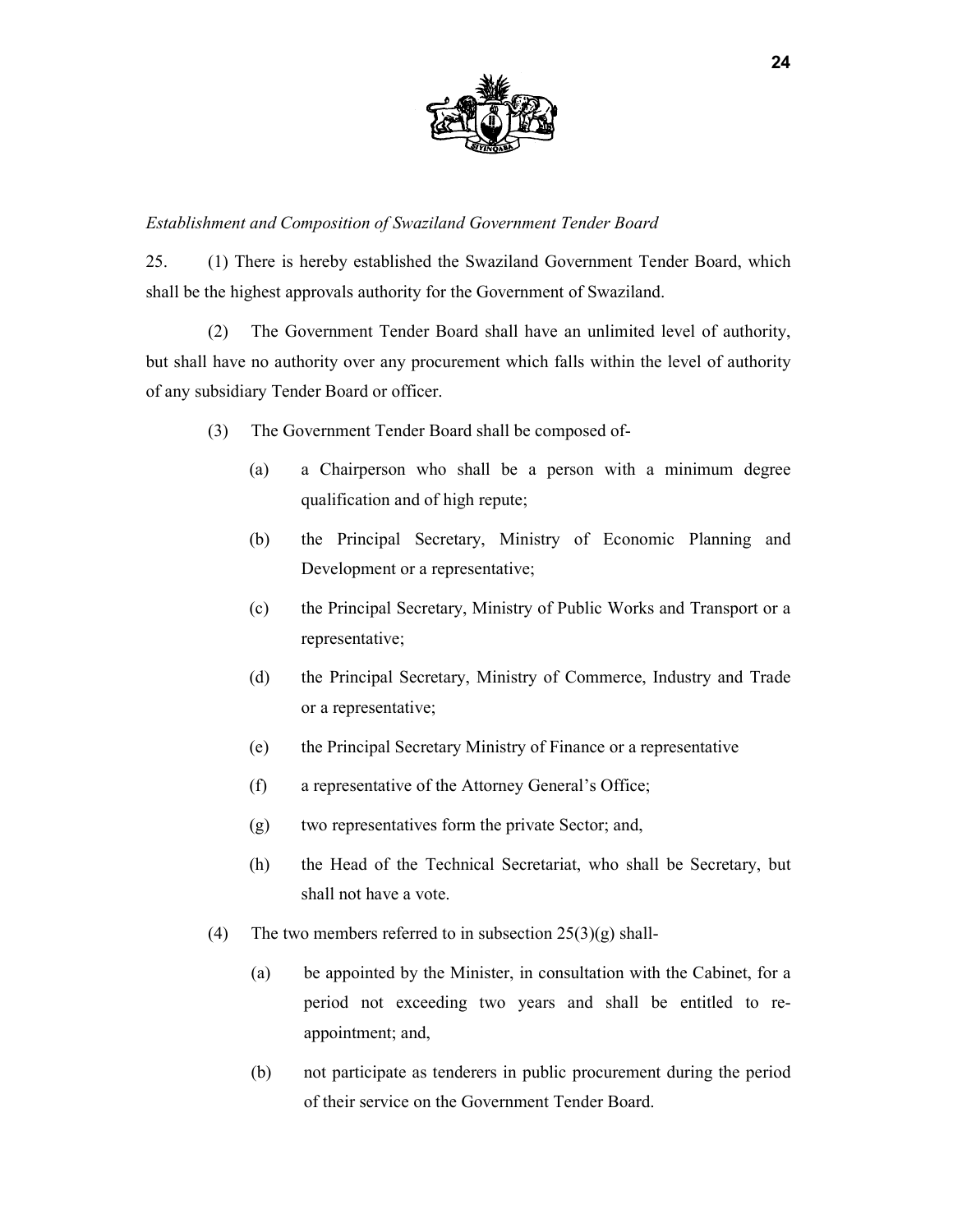*Establishment and Composition of Swaziland Government Tender Board*

25. (1) There is hereby established the Swaziland Government Tender Board, which shall be the highest approvals authority for the Government of Swaziland.

(2) The Government Tender Board shall have an unlimited level of authority, but shall have no authority over any procurement which falls within the level of authority of any subsidiary Tender Board or officer.

(3) The Government Tender Board shall be composed of-

(a) a Chairperson who shall be a person with a minimum degree qualification and of high repute;

(b) the Principal Secretary, Ministry of Economic Planning and Development or a representative;

(c) the Principal Secretary, Ministry of Public Works and Transport or a representative;

(d) the Principal Secretary, Ministry of Commerce, Industry and Trade or a representative;

(e) the Principal Secretary Ministry of Finance or a representative

(f) a representative of the Attorney General's Office;

(g) two representatives form the private Sector; and,

(h) the Head of the Technical Secretariat, who shall be Secretary, but shall not have a vote.

(4) The two members referred to in subsection 25(3)(g) shall-

(a) be appointed by the Minister, in consultation with the Cabinet, for a period not exceeding two years and shall be entitled to re-appointment; and,

(b) not participate as tenderers in public procurement during the period of their service on the Government Tender Board.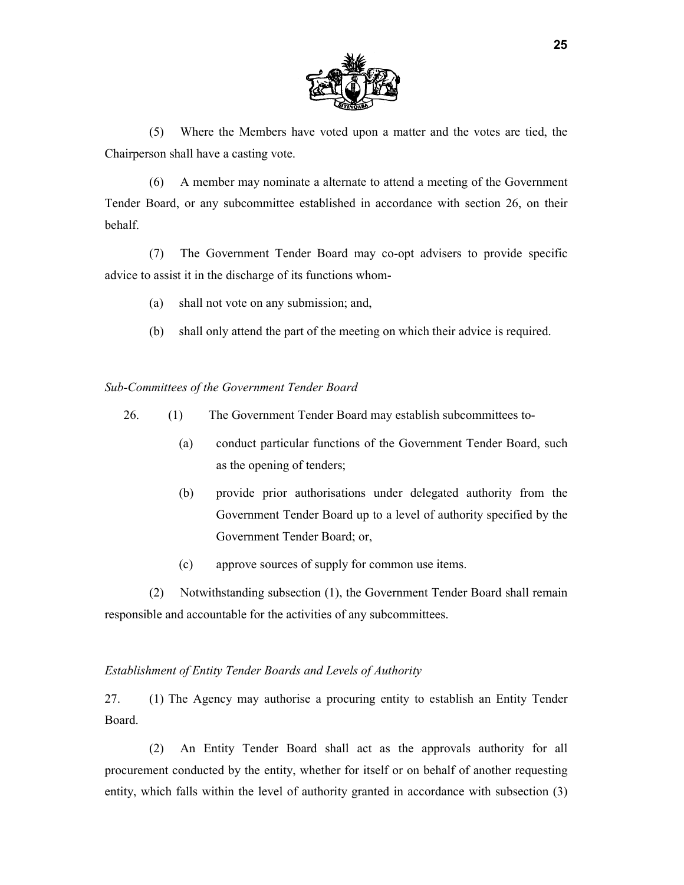(5) Where the Members have voted upon a matter and the votes are tied, the Chairperson shall have a casting vote.

(6) A member may nominate a alternate to attend a meeting of the Government Tender Board, or any subcommittee established in accordance with section 26, on their behalf.

(7) The Government Tender Board may co-opt advisers to provide specific advice to assist it in the discharge of its functions whom-

(a) shall not vote on any submission; and,

(b) shall only attend the part of the meeting on which their advice is required.

*Sub-Committees of the Government Tender Board*

26. (1) The Government Tender Board may establish subcommittees to-

(a) conduct particular functions of the Government Tender Board, such as the opening of tenders;

(b) provide prior authorisations under delegated authority from the Government Tender Board up to a level of authority specified by the Government Tender Board; or,

(c) approve sources of supply for common use items.

(2) Notwithstanding subsection (1), the Government Tender Board shall remain responsible and accountable for the activities of any subcommittees.

*Establishment of Entity Tender Boards and Levels of Authority*

27. (1) The Agency may authorise a procuring entity to establish an Entity Tender Board.

(2) An Entity Tender Board shall act as the approvals authority for all procurement conducted by the entity, whether for itself or on behalf of another requesting entity, which falls within the level of authority granted in accordance with subsection (3)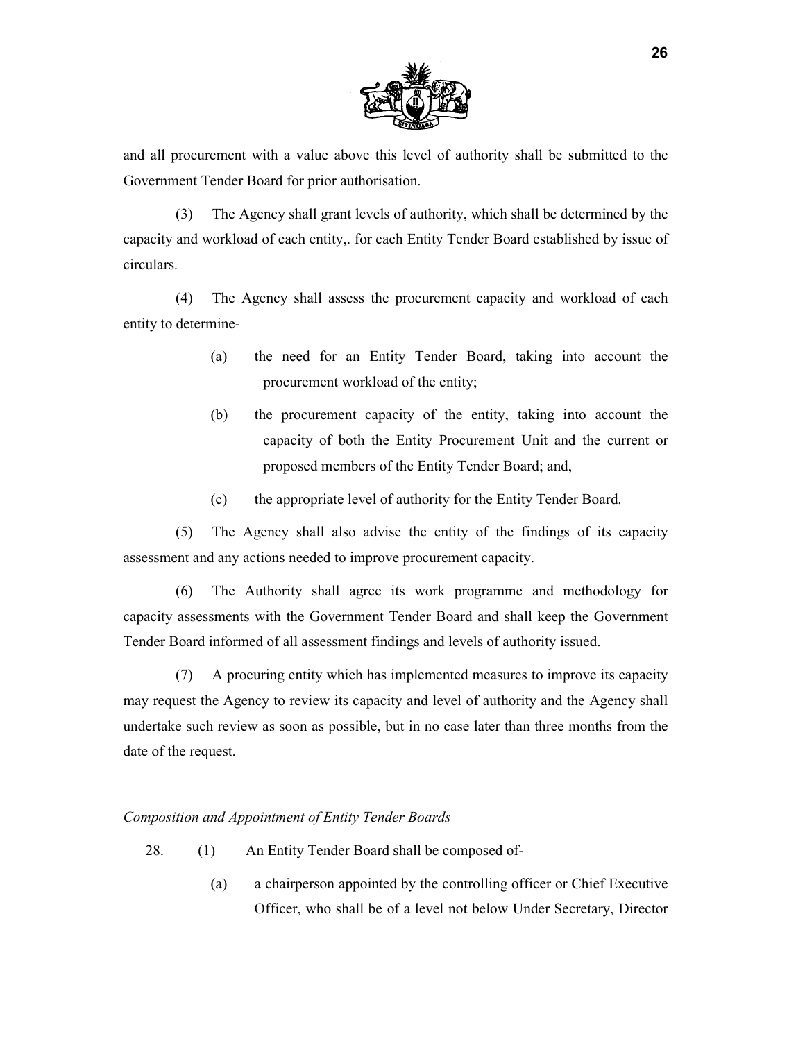and all procurement with a value above this level of authority shall be submitted to the Government Tender Board for prior authorisation.

(3) The Agency shall grant levels of authority, which shall be determined by the capacity and workload of each entity,. for each Entity Tender Board established by issue of circulars.

(4) The Agency shall assess the procurement capacity and workload of each entity to determine-

(a) the need for an Entity Tender Board, taking into account the procurement workload of the entity;

(b) the procurement capacity of the entity, taking into account the capacity of both the Entity Procurement Unit and the current or proposed members of the Entity Tender Board; and,

(c) the appropriate level of authority for the Entity Tender Board.

(5) The Agency shall also advise the entity of the findings of its capacity assessment and any actions needed to improve procurement capacity.

(6) The Authority shall agree its work programme and methodology for capacity assessments with the Government Tender Board and shall keep the Government Tender Board informed of all assessment findings and levels of authority issued.

(7) A procuring entity which has implemented measures to improve its capacity may request the Agency to review its capacity and level of authority and the Agency shall undertake such review as soon as possible, but in no case later than three months from the date of the request.

*Composition and Appointment of Entity Tender Boards*

28. (1) An Entity Tender Board shall be composed of-

(a) a chairperson appointed by the controlling officer or Chief Executive Officer, who shall be of a level not below Under Secretary, Director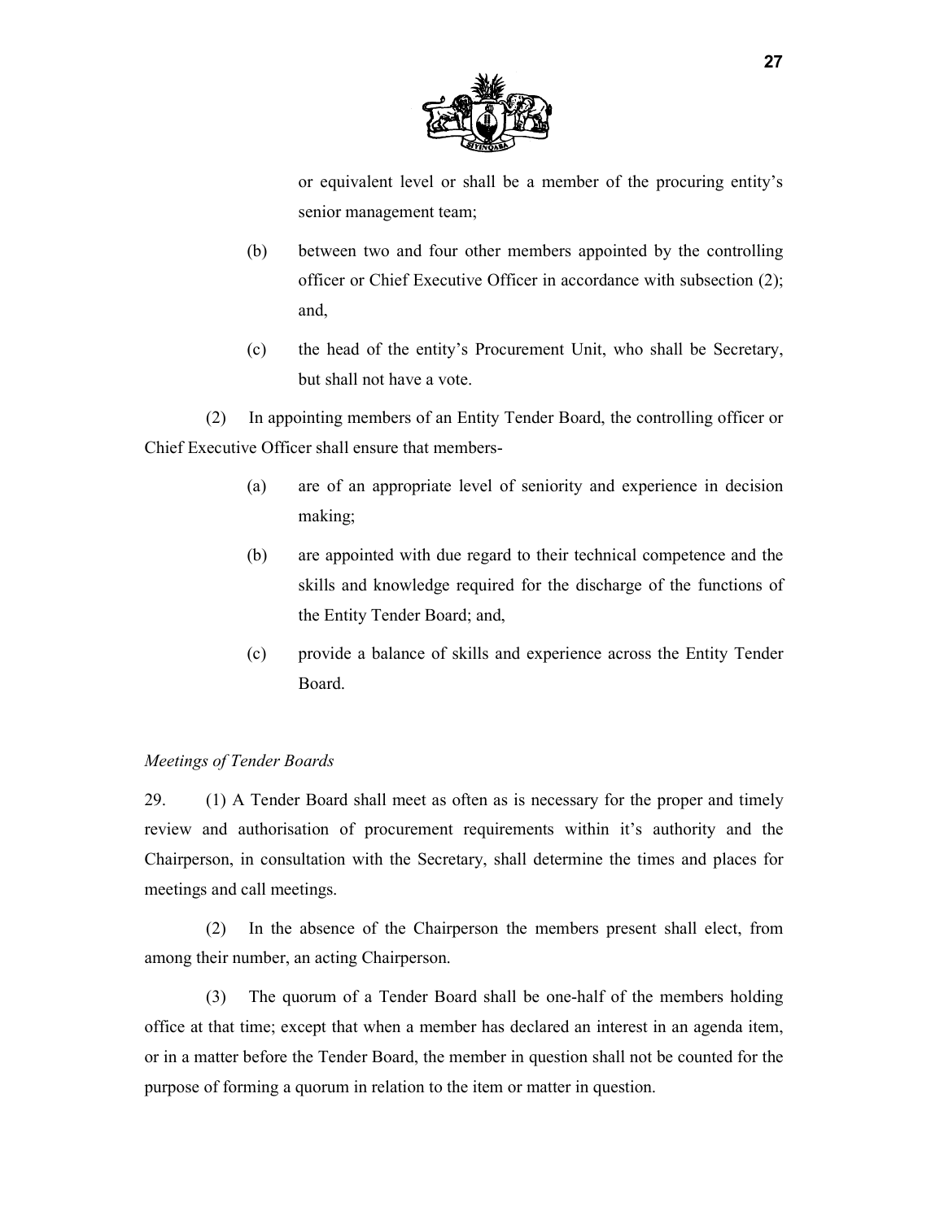or equivalent level or shall be a member of the procuring entity's senior management team;

(b) between two and four other members appointed by the controlling officer or Chief Executive Officer in accordance with subsection (2); and,

(c) the head of the entity's Procurement Unit, who shall be Secretary, but shall not have a vote.

(2) In appointing members of an Entity Tender Board, the controlling officer or Chief Executive Officer shall ensure that members-

(a) are of an appropriate level of seniority and experience in decision making;

(b) are appointed with due regard to their technical competence and the skills and knowledge required for the discharge of the functions of the Entity Tender Board; and,

(c) provide a balance of skills and experience across the Entity Tender Board.

*Meetings of Tender Boards*

29. (1) A Tender Board shall meet as often as is necessary for the proper and timely review and authorisation of procurement requirements within it's authority and the Chairperson, in consultation with the Secretary, shall determine the times and places for meetings and call meetings.

(2) In the absence of the Chairperson the members present shall elect, from among their number, an acting Chairperson.

(3) The quorum of a Tender Board shall be one-half of the members holding office at that time; except that when a member has declared an interest in an agenda item, or in a matter before the Tender Board, the member in question shall not be counted for the purpose of forming a quorum in relation to the item or matter in question.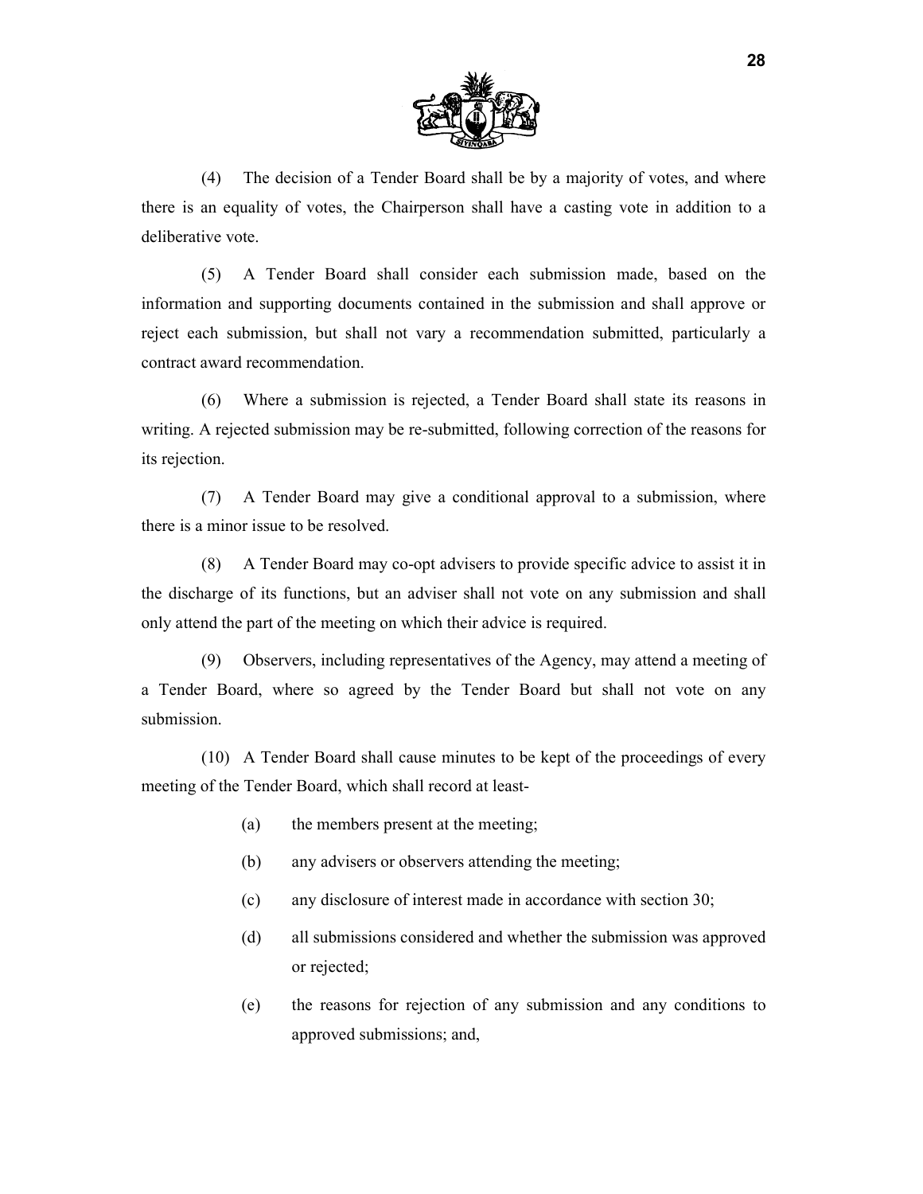(4) The decision of a Tender Board shall be by a majority of votes, and where there is an equality of votes, the Chairperson shall have a casting vote in addition to a deliberative vote.

(5) A Tender Board shall consider each submission made, based on the information and supporting documents contained in the submission and shall approve or reject each submission, but shall not vary a recommendation submitted, particularly a contract award recommendation.

(6) Where a submission is rejected, a Tender Board shall state its reasons in writing. A rejected submission may be re-submitted, following correction of the reasons for its rejection.

(7) A Tender Board may give a conditional approval to a submission, where there is a minor issue to be resolved.

(8) A Tender Board may co-opt advisers to provide specific advice to assist it in the discharge of its functions, but an adviser shall not vote on any submission and shall only attend the part of the meeting on which their advice is required.

(9) Observers, including representatives of the Agency, may attend a meeting of a Tender Board, where so agreed by the Tender Board but shall not vote on any submission.

(10) A Tender Board shall cause minutes to be kept of the proceedings of every meeting of the Tender Board, which shall record at least-

(a) the members present at the meeting;

(b) any advisers or observers attending the meeting;

(c) any disclosure of interest made in accordance with section 30;

(d) all submissions considered and whether the submission was approved or rejected;

(e) the reasons for rejection of any submission and any conditions to approved submissions; and,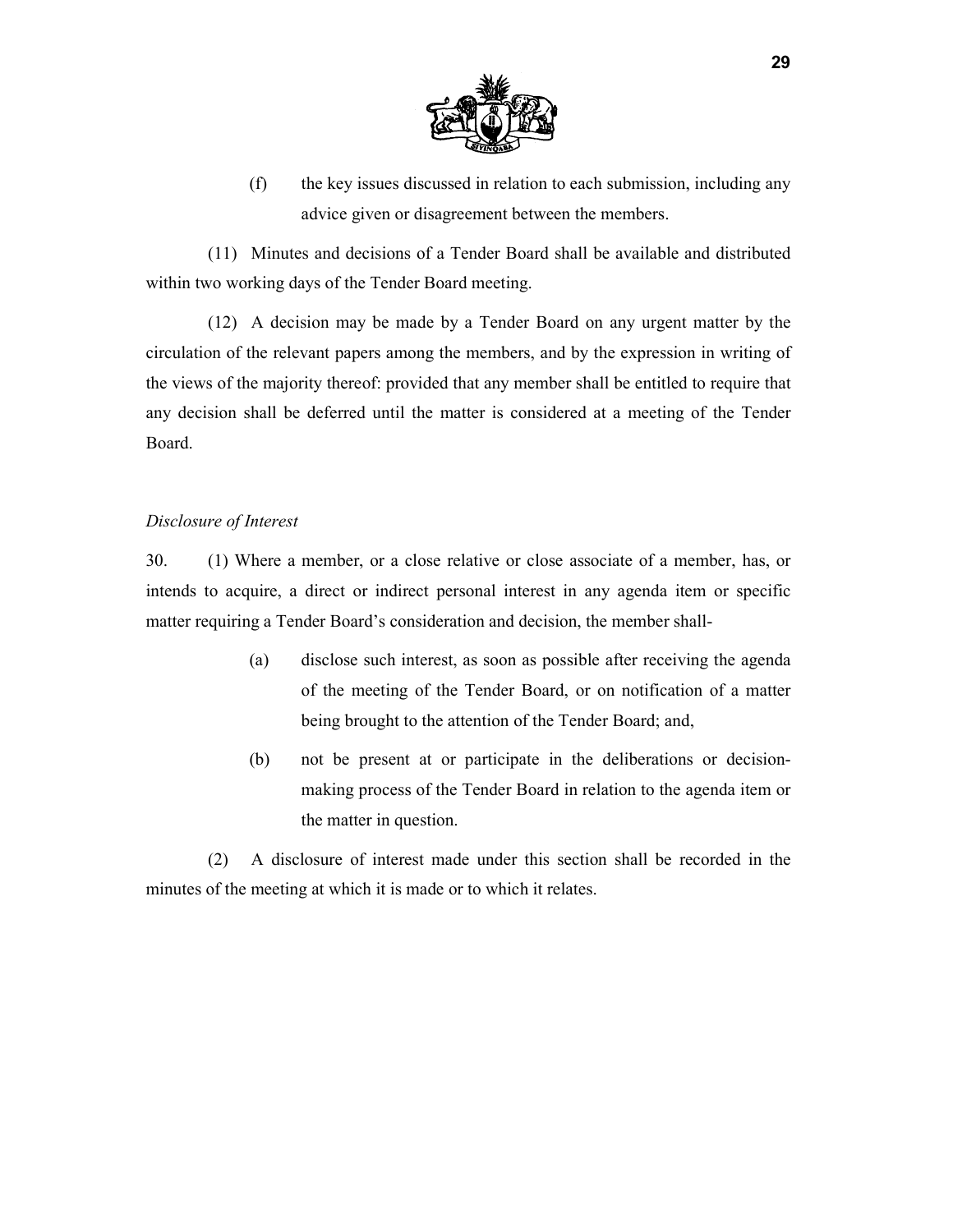(f) the key issues discussed in relation to each submission, including any advice given or disagreement between the members.

(11) Minutes and decisions of a Tender Board shall be available and distributed within two working days of the Tender Board meeting.

(12) A decision may be made by a Tender Board on any urgent matter by the circulation of the relevant papers among the members, and by the expression in writing of the views of the majority thereof: provided that any member shall be entitled to require that any decision shall be deferred until the matter is considered at a meeting of the Tender Board.

*Disclosure of Interest*

30. (1) Where a member, or a close relative or close associate of a member, has, or intends to acquire, a direct or indirect personal interest in any agenda item or specific matter requiring a Tender Board's consideration and decision, the member shall-

(a) disclose such interest, as soon as possible after receiving the agenda of the meeting of the Tender Board, or on notification of a matter being brought to the attention of the Tender Board; and,

(b) not be present at or participate in the deliberations or decision-making process of the Tender Board in relation to the agenda item or the matter in question.

(2) A disclosure of interest made under this section shall be recorded in the minutes of the meeting at which it is made or to which it relates.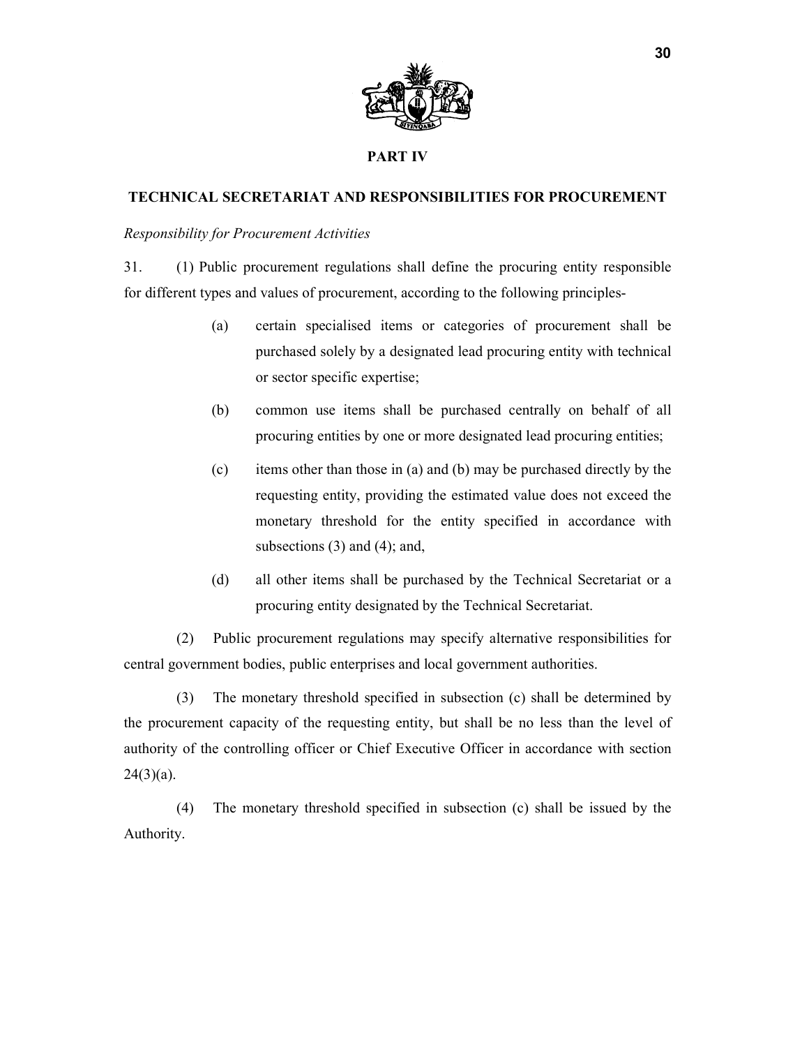## PART IV

## TECHNICAL SECRETARIAT AND RESPONSIBILITIES FOR PROCUREMENT

*Responsibility for Procurement Activities*

31. (1) Public procurement regulations shall define the procuring entity responsible for different types and values of procurement, according to the following principles-

(a) certain specialised items or categories of procurement shall be purchased solely by a designated lead procuring entity with technical or sector specific expertise;

(b) common use items shall be purchased centrally on behalf of all procuring entities by one or more designated lead procuring entities;

(c) items other than those in (a) and (b) may be purchased directly by the requesting entity, providing the estimated value does not exceed the monetary threshold for the entity specified in accordance with subsections (3) and (4); and,

(d) all other items shall be purchased by the Technical Secretariat or a procuring entity designated by the Technical Secretariat.

(2) Public procurement regulations may specify alternative responsibilities for central government bodies, public enterprises and local government authorities.

(3) The monetary threshold specified in subsection (c) shall be determined by the procurement capacity of the requesting entity, but shall be no less than the level of authority of the controlling officer or Chief Executive Officer in accordance with section 24(3)(a).

(4) The monetary threshold specified in subsection (c) shall be issued by the Authority.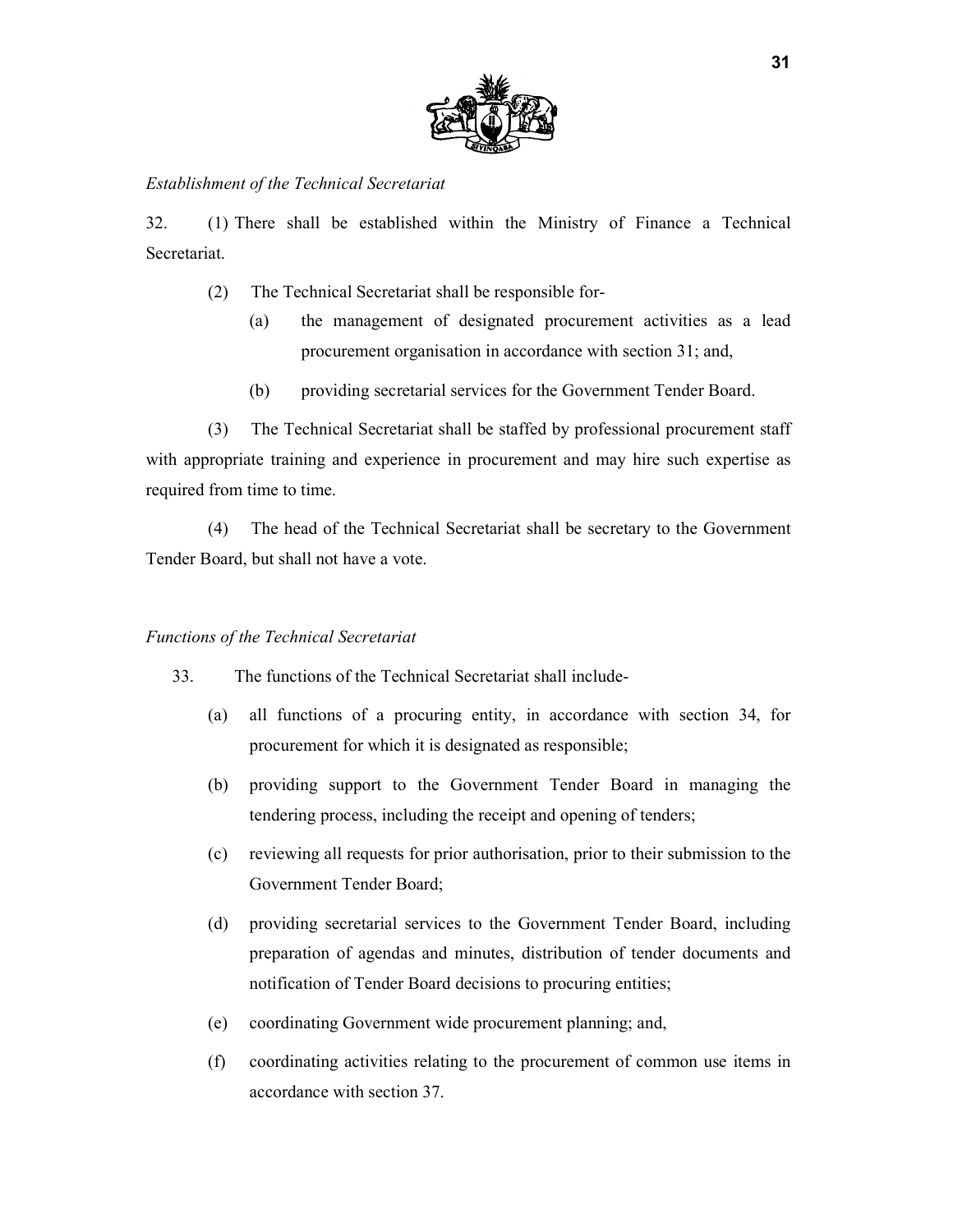*Establishment of the Technical Secretariat*

32. (1) There shall be established within the Ministry of Finance a Technical Secretariat.

(2) The Technical Secretariat shall be responsible for-

(a) the management of designated procurement activities as a lead procurement organisation in accordance with section 31; and,

(b) providing secretarial services for the Government Tender Board.

(3) The Technical Secretariat shall be staffed by professional procurement staff with appropriate training and experience in procurement and may hire such expertise as required from time to time.

(4) The head of the Technical Secretariat shall be secretary to the Government Tender Board, but shall not have a vote.

*Functions of the Technical Secretariat*

33. The functions of the Technical Secretariat shall include-

(a) all functions of a procuring entity, in accordance with section 34, for procurement for which it is designated as responsible;

(b) providing support to the Government Tender Board in managing the tendering process, including the receipt and opening of tenders;

(c) reviewing all requests for prior authorisation, prior to their submission to the Government Tender Board;

(d) providing secretarial services to the Government Tender Board, including preparation of agendas and minutes, distribution of tender documents and notification of Tender Board decisions to procuring entities;

(e) coordinating Government wide procurement planning; and,

(f) coordinating activities relating to the procurement of common use items in accordance with section 37.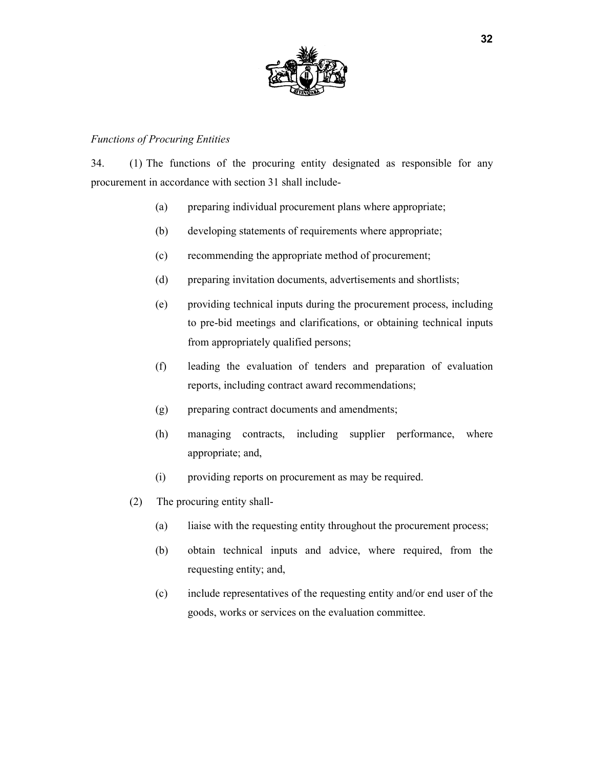*Functions of Procuring Entities*

34. (1) The functions of the procuring entity designated as responsible for any procurement in accordance with section 31 shall include-

(a) preparing individual procurement plans where appropriate;

(b) developing statements of requirements where appropriate;

(c) recommending the appropriate method of procurement;

(d) preparing invitation documents, advertisements and shortlists;

(e) providing technical inputs during the procurement process, including to pre-bid meetings and clarifications, or obtaining technical inputs from appropriately qualified persons;

(f) leading the evaluation of tenders and preparation of evaluation reports, including contract award recommendations;

(g) preparing contract documents and amendments;

(h) managing contracts, including supplier performance, where appropriate; and,

(i) providing reports on procurement as may be required.

(2) The procuring entity shall-

(a) liaise with the requesting entity throughout the procurement process;

(b) obtain technical inputs and advice, where required, from the requesting entity; and,

(c) include representatives of the requesting entity and/or end user of the goods, works or services on the evaluation committee.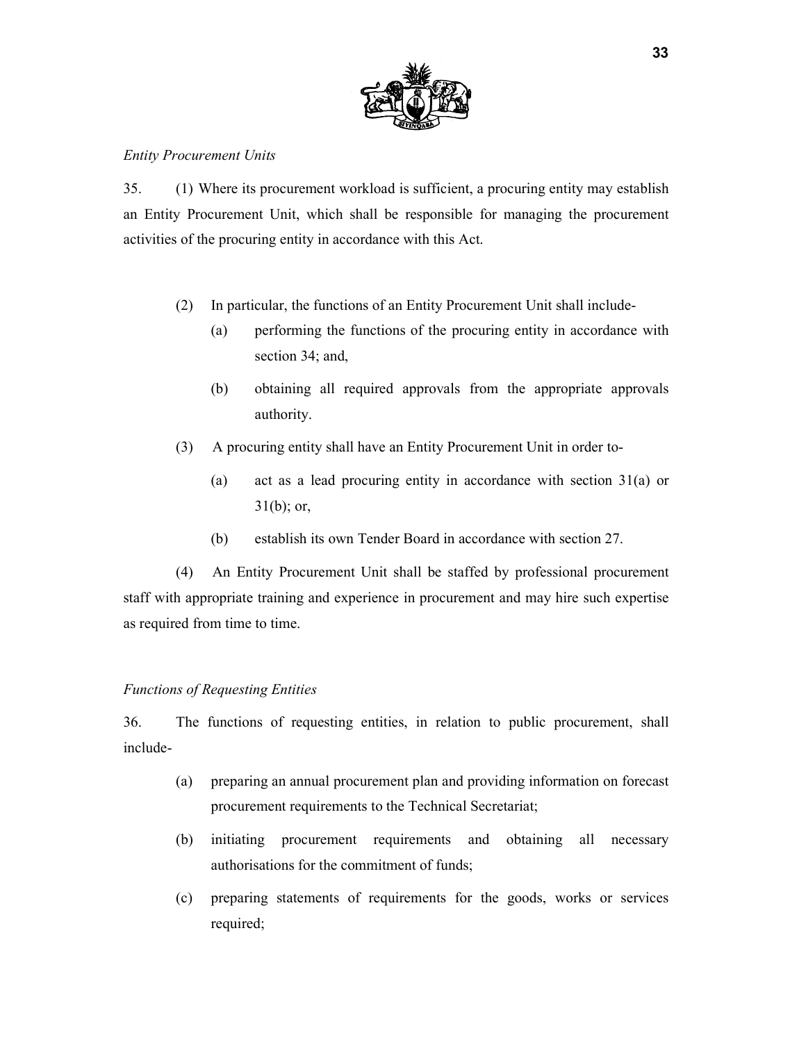*Entity Procurement Units*

35. (1) Where its procurement workload is sufficient, a procuring entity may establish an Entity Procurement Unit, which shall be responsible for managing the procurement activities of the procuring entity in accordance with this Act.

(2) In particular, the functions of an Entity Procurement Unit shall include-

(a) performing the functions of the procuring entity in accordance with section 34; and,

(b) obtaining all required approvals from the appropriate approvals authority.

(3) A procuring entity shall have an Entity Procurement Unit in order to-

(a) act as a lead procuring entity in accordance with section 31(a) or 31(b); or,

(b) establish its own Tender Board in accordance with section 27.

(4) An Entity Procurement Unit shall be staffed by professional procurement staff with appropriate training and experience in procurement and may hire such expertise as required from time to time.

*Functions of Requesting Entities*

36. The functions of requesting entities, in relation to public procurement, shall include-

(a) preparing an annual procurement plan and providing information on forecast procurement requirements to the Technical Secretariat;

(b) initiating procurement requirements and obtaining all necessary authorisations for the commitment of funds;

(c) preparing statements of requirements for the goods, works or services required;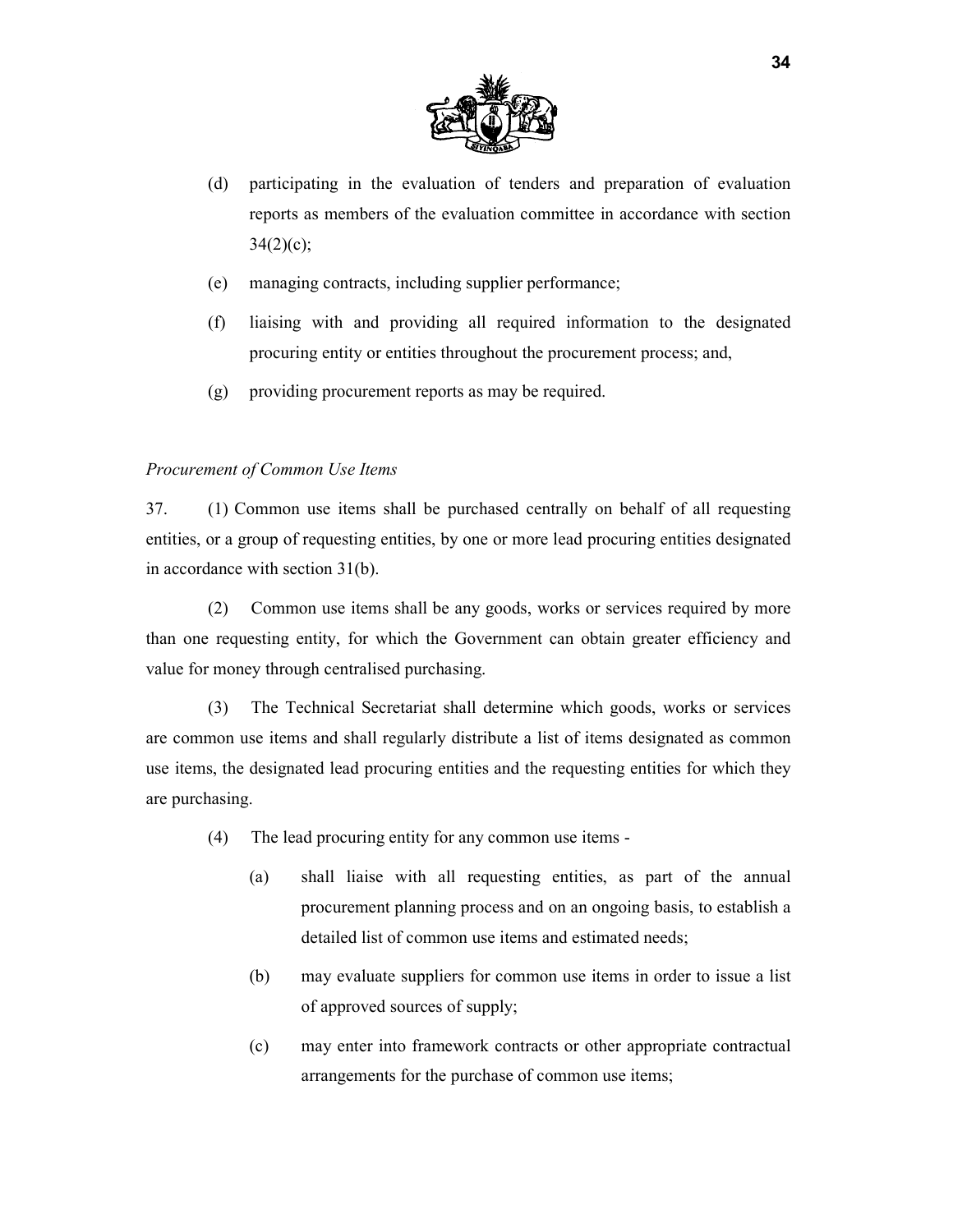(d) participating in the evaluation of tenders and preparation of evaluation reports as members of the evaluation committee in accordance with section 34(2)(c);

(e) managing contracts, including supplier performance;

(f) liaising with and providing all required information to the designated procuring entity or entities throughout the procurement process; and,

(g) providing procurement reports as may be required.

*Procurement of Common Use Items*

37. (1) Common use items shall be purchased centrally on behalf of all requesting entities, or a group of requesting entities, by one or more lead procuring entities designated in accordance with section 31(b).

(2) Common use items shall be any goods, works or services required by more than one requesting entity, for which the Government can obtain greater efficiency and value for money through centralised purchasing.

(3) The Technical Secretariat shall determine which goods, works or services are common use items and shall regularly distribute a list of items designated as common use items, the designated lead procuring entities and the requesting entities for which they are purchasing.

(4) The lead procuring entity for any common use items -

(a) shall liaise with all requesting entities, as part of the annual procurement planning process and on an ongoing basis, to establish a detailed list of common use items and estimated needs;

(b) may evaluate suppliers for common use items in order to issue a list of approved sources of supply;

(c) may enter into framework contracts or other appropriate contractual arrangements for the purchase of common use items;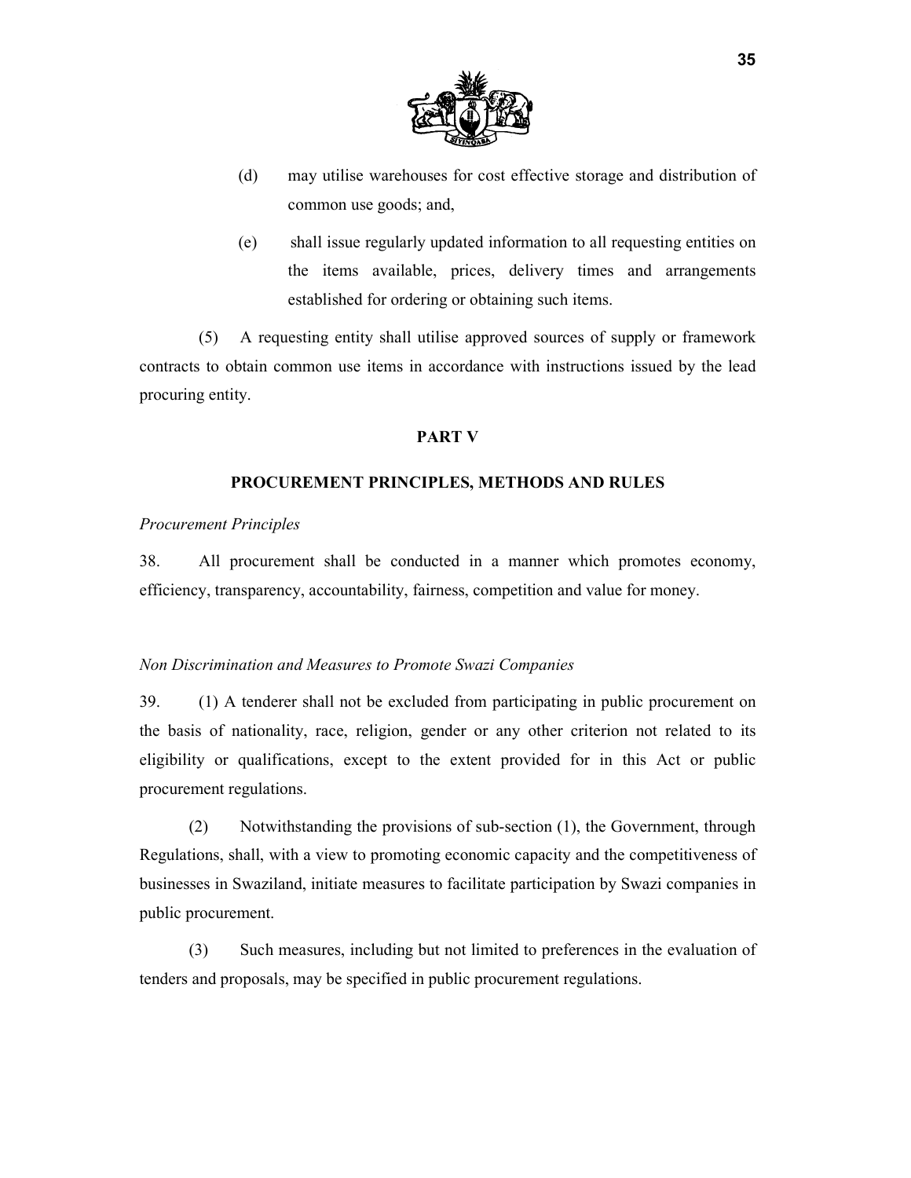(d) may utilise warehouses for cost effective storage and distribution of common use goods; and,

(e) shall issue regularly updated information to all requesting entities on the items available, prices, delivery times and arrangements established for ordering or obtaining such items.

(5) A requesting entity shall utilise approved sources of supply or framework contracts to obtain common use items in accordance with instructions issued by the lead procuring entity.

## PART V

## PROCUREMENT PRINCIPLES, METHODS AND RULES

*Procurement Principles*

38. All procurement shall be conducted in a manner which promotes economy, efficiency, transparency, accountability, fairness, competition and value for money.

*Non Discrimination and Measures to Promote Swazi Companies*

39. (1) A tenderer shall not be excluded from participating in public procurement on the basis of nationality, race, religion, gender or any other criterion not related to its eligibility or qualifications, except to the extent provided for in this Act or public procurement regulations.

(2) Notwithstanding the provisions of sub-section (1), the Government, through Regulations, shall, with a view to promoting economic capacity and the competitiveness of businesses in Swaziland, initiate measures to facilitate participation by Swazi companies in public procurement.

(3) Such measures, including but not limited to preferences in the evaluation of tenders and proposals, may be specified in public procurement regulations.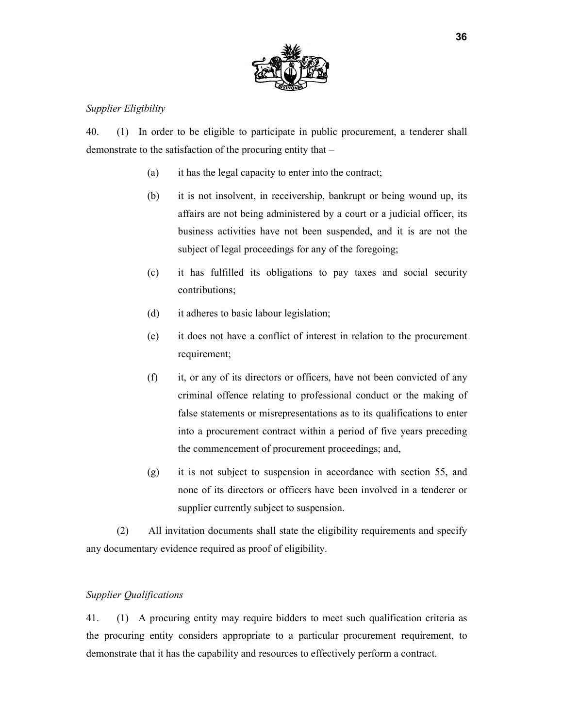*Supplier Eligibility*

40. (1) In order to be eligible to participate in public procurement, a tenderer shall demonstrate to the satisfaction of the procuring entity that –

(a) it has the legal capacity to enter into the contract;

(b) it is not insolvent, in receivership, bankrupt or being wound up, its affairs are not being administered by a court or a judicial officer, its business activities have not been suspended, and it is are not the subject of legal proceedings for any of the foregoing;

(c) it has fulfilled its obligations to pay taxes and social security contributions;

(d) it adheres to basic labour legislation;

(e) it does not have a conflict of interest in relation to the procurement requirement;

(f) it, or any of its directors or officers, have not been convicted of any criminal offence relating to professional conduct or the making of false statements or misrepresentations as to its qualifications to enter into a procurement contract within a period of five years preceding the commencement of procurement proceedings; and,

(g) it is not subject to suspension in accordance with section 55, and none of its directors or officers have been involved in a tenderer or supplier currently subject to suspension.

(2) All invitation documents shall state the eligibility requirements and specify any documentary evidence required as proof of eligibility.

*Supplier Qualifications*

41. (1) A procuring entity may require bidders to meet such qualification criteria as the procuring entity considers appropriate to a particular procurement requirement, to demonstrate that it has the capability and resources to effectively perform a contract.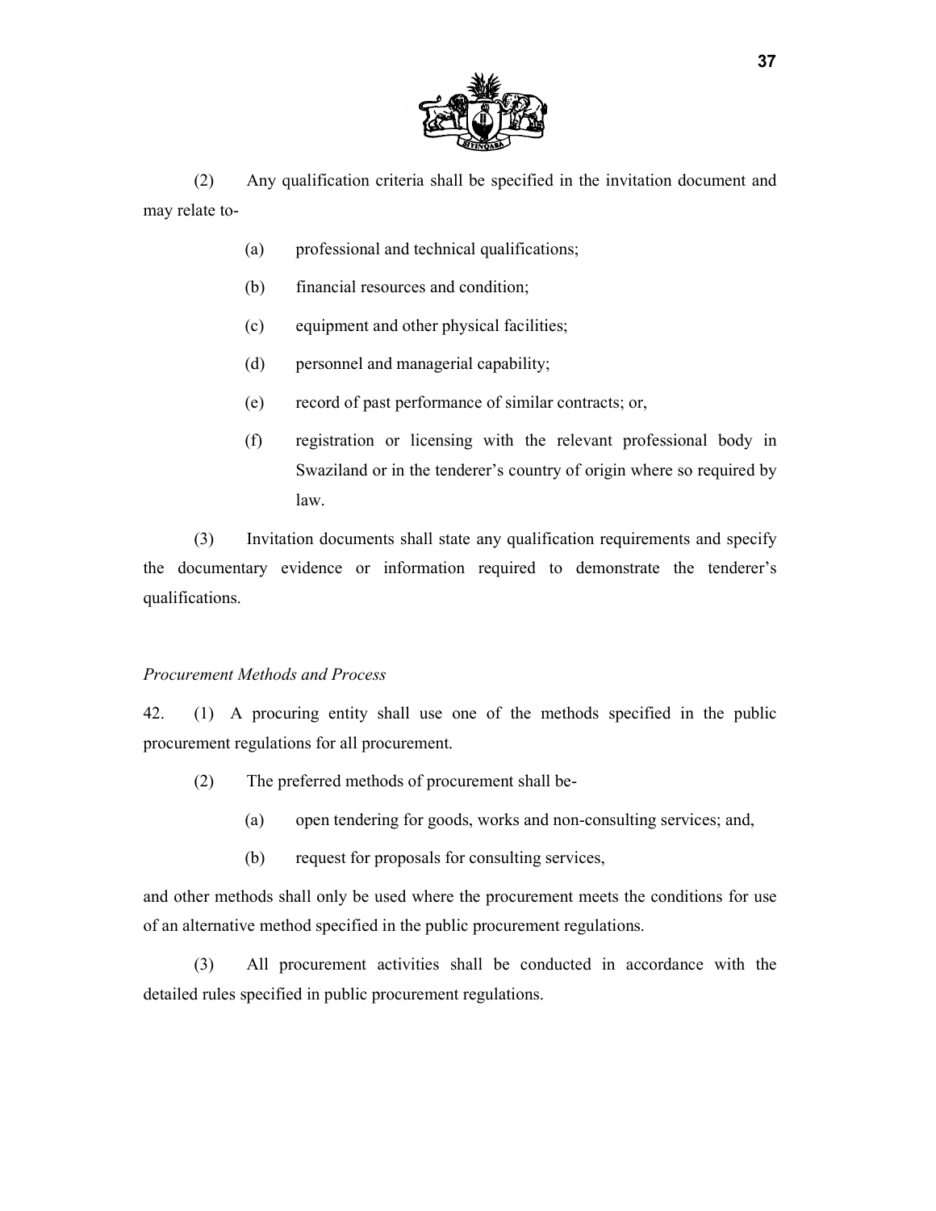(2) Any qualification criteria shall be specified in the invitation document and may relate to-

(a) professional and technical qualifications;

(b) financial resources and condition;

(c) equipment and other physical facilities;

(d) personnel and managerial capability;

(e) record of past performance of similar contracts; or,

(f) registration or licensing with the relevant professional body in Swaziland or in the tenderer's country of origin where so required by law.

(3) Invitation documents shall state any qualification requirements and specify the documentary evidence or information required to demonstrate the tenderer's qualifications.

*Procurement Methods and Process*

42. (1) A procuring entity shall use one of the methods specified in the public procurement regulations for all procurement.

(2) The preferred methods of procurement shall be-

(a) open tendering for goods, works and non-consulting services; and,

(b) request for proposals for consulting services,

and other methods shall only be used where the procurement meets the conditions for use of an alternative method specified in the public procurement regulations.

(3) All procurement activities shall be conducted in accordance with the detailed rules specified in public procurement regulations.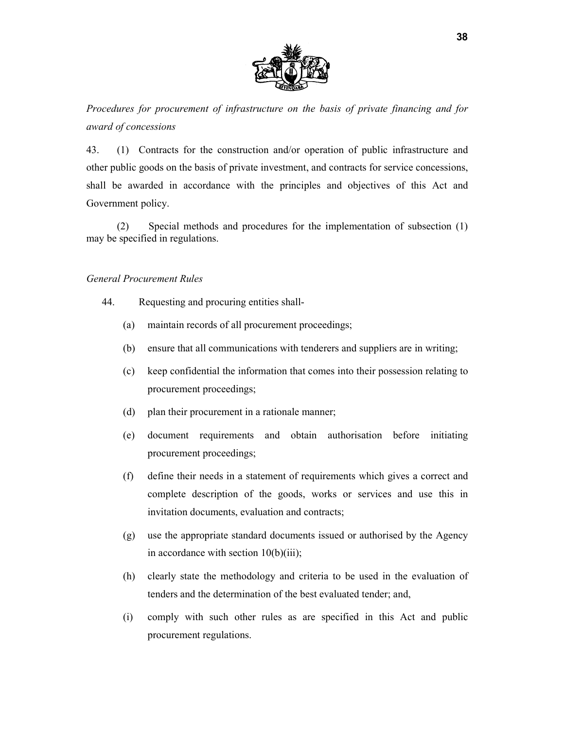*Procedures for procurement of infrastructure on the basis of private financing and for award of concessions*

43. (1) Contracts for the construction and/or operation of public infrastructure and other public goods on the basis of private investment, and contracts for service concessions, shall be awarded in accordance with the principles and objectives of this Act and Government policy.

(2) Special methods and procedures for the implementation of subsection (1) may be specified in regulations.

*General Procurement Rules*

44. Requesting and procuring entities shall-

(a) maintain records of all procurement proceedings;

(b) ensure that all communications with tenderers and suppliers are in writing;

(c) keep confidential the information that comes into their possession relating to procurement proceedings;

(d) plan their procurement in a rationale manner;

(e) document requirements and obtain authorisation before initiating procurement proceedings;

(f) define their needs in a statement of requirements which gives a correct and complete description of the goods, works or services and use this in invitation documents, evaluation and contracts;

(g) use the appropriate standard documents issued or authorised by the Agency in accordance with section 10(b)(iii);

(h) clearly state the methodology and criteria to be used in the evaluation of tenders and the determination of the best evaluated tender; and,

(i) comply with such other rules as are specified in this Act and public procurement regulations.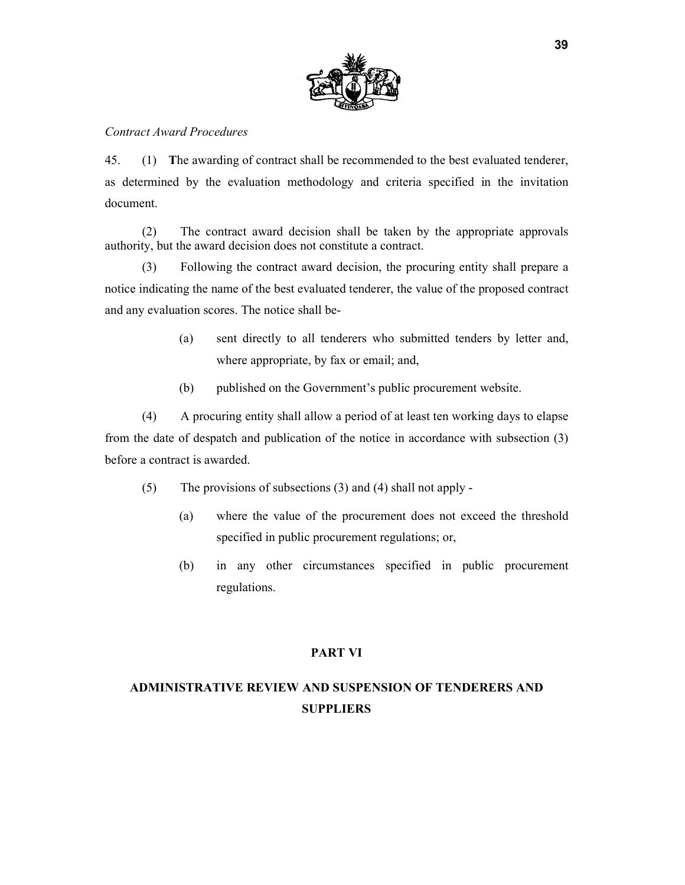*Contract Award Procedures*

45. (1) **T**he awarding of contract shall be recommended to the best evaluated tenderer, as determined by the evaluation methodology and criteria specified in the invitation document.

(2) The contract award decision shall be taken by the appropriate approvals authority, but the award decision does not constitute a contract.

(3) Following the contract award decision, the procuring entity shall prepare a notice indicating the name of the best evaluated tenderer, the value of the proposed contract and any evaluation scores. The notice shall be-

(a) sent directly to all tenderers who submitted tenders by letter and, where appropriate, by fax or email; and,

(b) published on the Government's public procurement website.

(4) A procuring entity shall allow a period of at least ten working days to elapse from the date of despatch and publication of the notice in accordance with subsection (3) before a contract is awarded.

(5) The provisions of subsections (3) and (4) shall not apply -

(a) where the value of the procurement does not exceed the threshold specified in public procurement regulations; or,

(b) in any other circumstances specified in public procurement regulations.

## PART VI

## ADMINISTRATIVE REVIEW AND SUSPENSION OF TENDERERS AND SUPPLIERS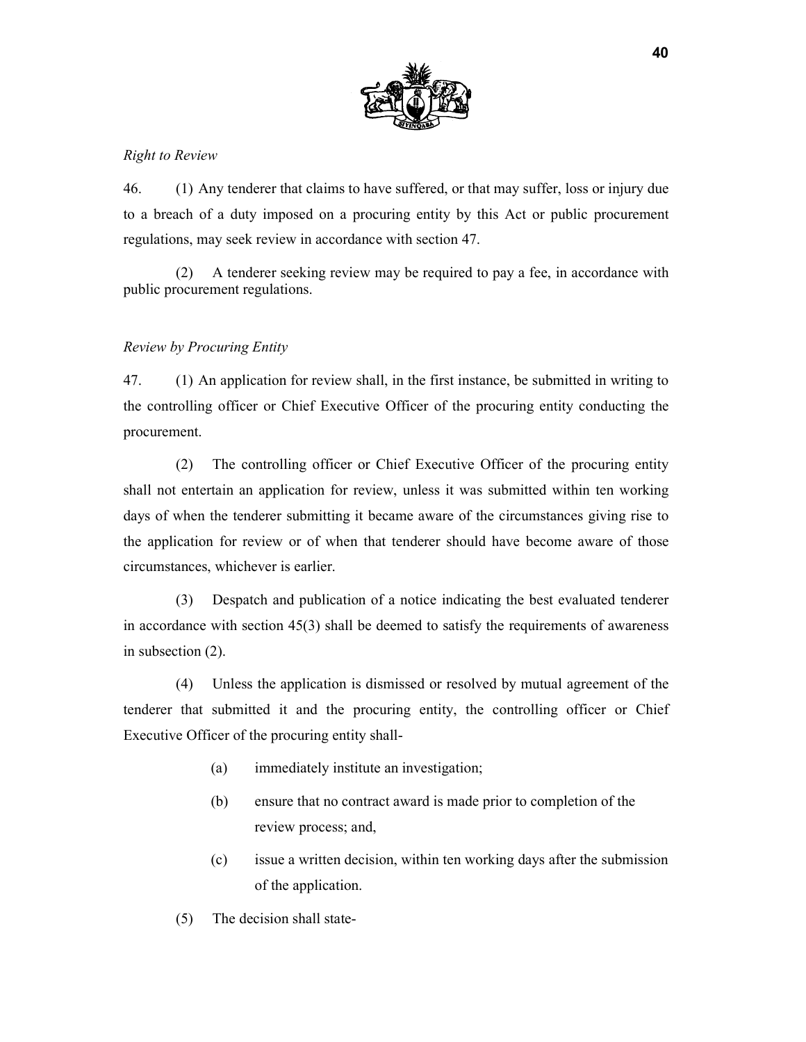*Right to Review*

46. (1) Any tenderer that claims to have suffered, or that may suffer, loss or injury due to a breach of a duty imposed on a procuring entity by this Act or public procurement regulations, may seek review in accordance with section 47.

(2) A tenderer seeking review may be required to pay a fee, in accordance with public procurement regulations.

*Review by Procuring Entity*

47. (1) An application for review shall, in the first instance, be submitted in writing to the controlling officer or Chief Executive Officer of the procuring entity conducting the procurement.

(2) The controlling officer or Chief Executive Officer of the procuring entity shall not entertain an application for review, unless it was submitted within ten working days of when the tenderer submitting it became aware of the circumstances giving rise to the application for review or of when that tenderer should have become aware of those circumstances, whichever is earlier.

(3) Despatch and publication of a notice indicating the best evaluated tenderer in accordance with section 45(3) shall be deemed to satisfy the requirements of awareness in subsection (2).

(4) Unless the application is dismissed or resolved by mutual agreement of the tenderer that submitted it and the procuring entity, the controlling officer or Chief Executive Officer of the procuring entity shall-

- (a) immediately institute an investigation;
- (b) ensure that no contract award is made prior to completion of the review process; and,
- (c) issue a written decision, within ten working days after the submission of the application.

(5) The decision shall state-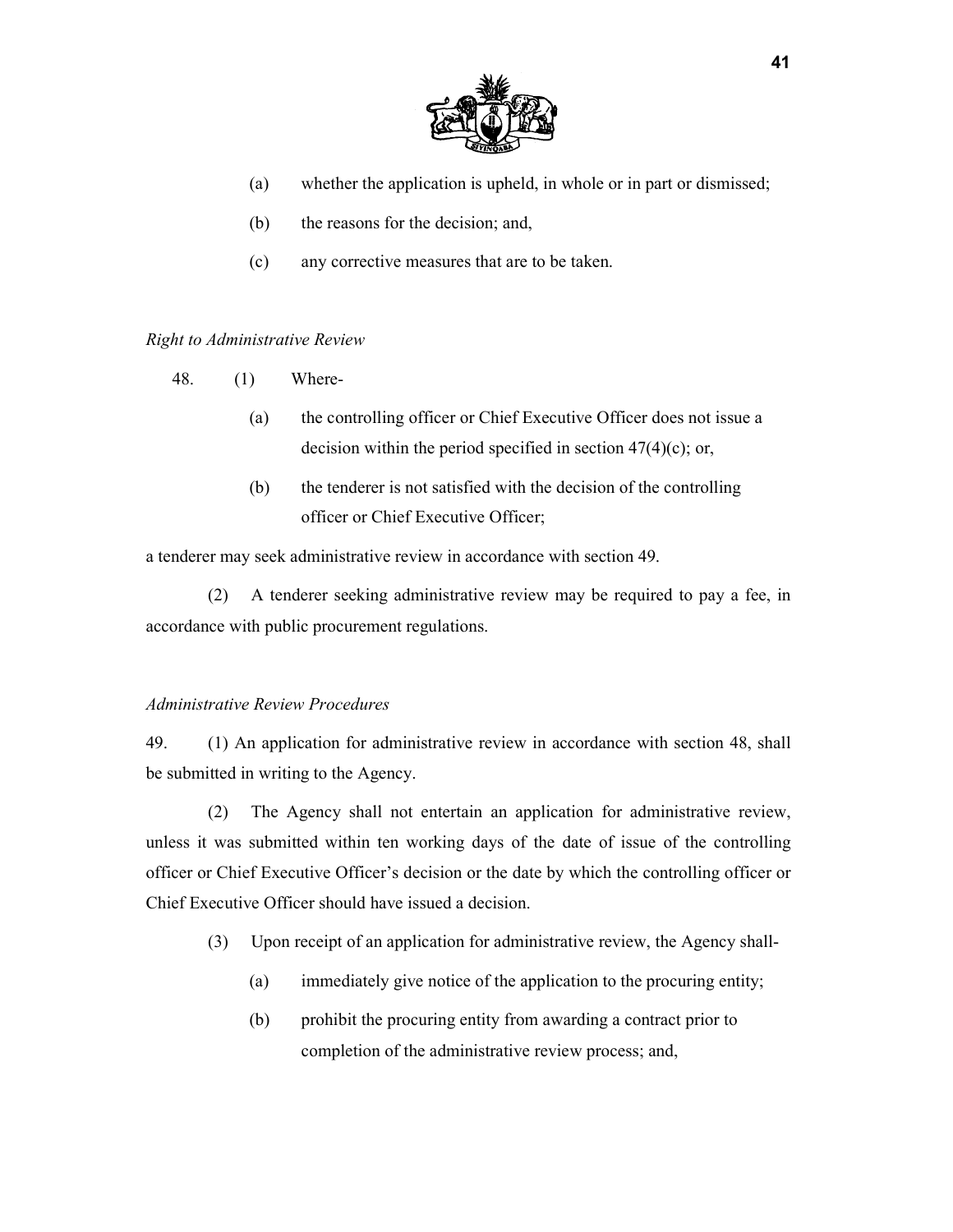(a) whether the application is upheld, in whole or in part or dismissed;

(b) the reasons for the decision; and,

(c) any corrective measures that are to be taken.

*Right to Administrative Review*

48. (1) Where-

(a) the controlling officer or Chief Executive Officer does not issue a decision within the period specified in section 47(4)(c); or,

(b) the tenderer is not satisfied with the decision of the controlling officer or Chief Executive Officer;

a tenderer may seek administrative review in accordance with section 49.

(2) A tenderer seeking administrative review may be required to pay a fee, in accordance with public procurement regulations.

*Administrative Review Procedures*

49. (1) An application for administrative review in accordance with section 48, shall be submitted in writing to the Agency.

(2) The Agency shall not entertain an application for administrative review, unless it was submitted within ten working days of the date of issue of the controlling officer or Chief Executive Officer's decision or the date by which the controlling officer or Chief Executive Officer should have issued a decision.

(3) Upon receipt of an application for administrative review, the Agency shall-

(a) immediately give notice of the application to the procuring entity;

(b) prohibit the procuring entity from awarding a contract prior to completion of the administrative review process; and,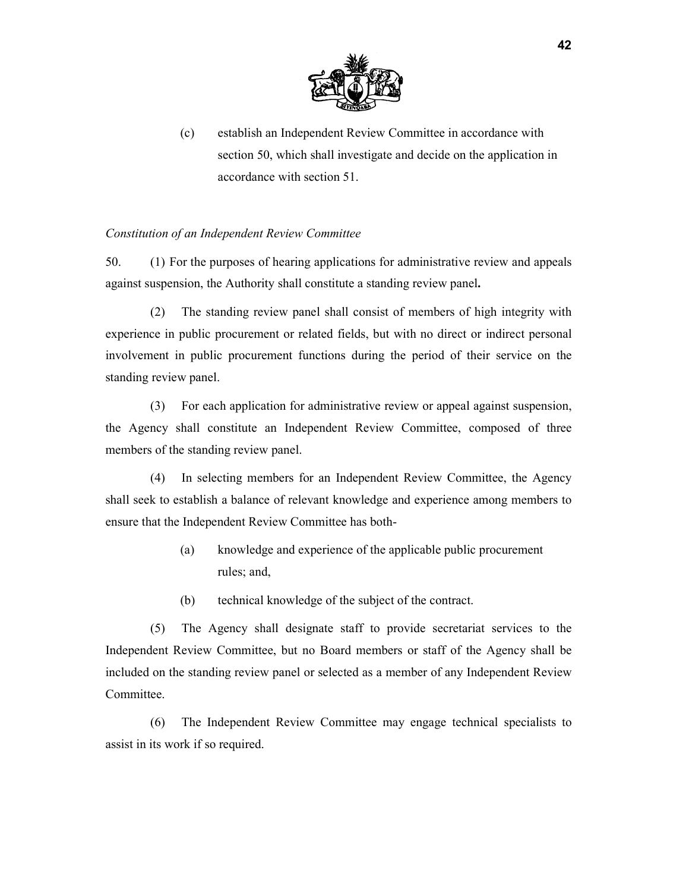(c) establish an Independent Review Committee in accordance with section 50, which shall investigate and decide on the application in accordance with section 51.

*Constitution of an Independent Review Committee*

50. (1) For the purposes of hearing applications for administrative review and appeals against suspension, the Authority shall constitute a standing review panel**.**

(2) The standing review panel shall consist of members of high integrity with experience in public procurement or related fields, but with no direct or indirect personal involvement in public procurement functions during the period of their service on the standing review panel.

(3) For each application for administrative review or appeal against suspension, the Agency shall constitute an Independent Review Committee, composed of three members of the standing review panel.

(4) In selecting members for an Independent Review Committee, the Agency shall seek to establish a balance of relevant knowledge and experience among members to ensure that the Independent Review Committee has both-

(a) knowledge and experience of the applicable public procurement rules; and,

(b) technical knowledge of the subject of the contract.

(5) The Agency shall designate staff to provide secretariat services to the Independent Review Committee, but no Board members or staff of the Agency shall be included on the standing review panel or selected as a member of any Independent Review Committee.

(6) The Independent Review Committee may engage technical specialists to assist in its work if so required.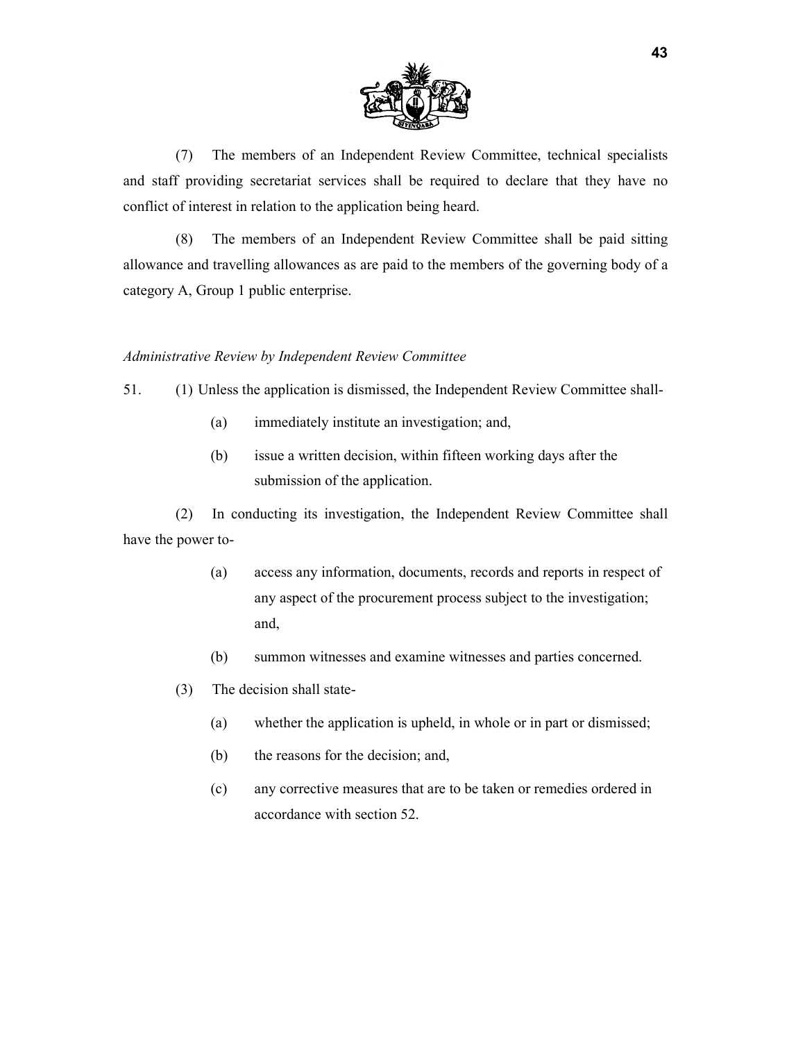(7) The members of an Independent Review Committee, technical specialists and staff providing secretariat services shall be required to declare that they have no conflict of interest in relation to the application being heard.

(8) The members of an Independent Review Committee shall be paid sitting allowance and travelling allowances as are paid to the members of the governing body of a category A, Group 1 public enterprise.

*Administrative Review by Independent Review Committee*

51. (1) Unless the application is dismissed, the Independent Review Committee shall-

(a) immediately institute an investigation; and,

(b) issue a written decision, within fifteen working days after the submission of the application.

(2) In conducting its investigation, the Independent Review Committee shall have the power to-

(a) access any information, documents, records and reports in respect of any aspect of the procurement process subject to the investigation; and,

(b) summon witnesses and examine witnesses and parties concerned.

(3) The decision shall state-

(a) whether the application is upheld, in whole or in part or dismissed;

(b) the reasons for the decision; and,

(c) any corrective measures that are to be taken or remedies ordered in accordance with section 52.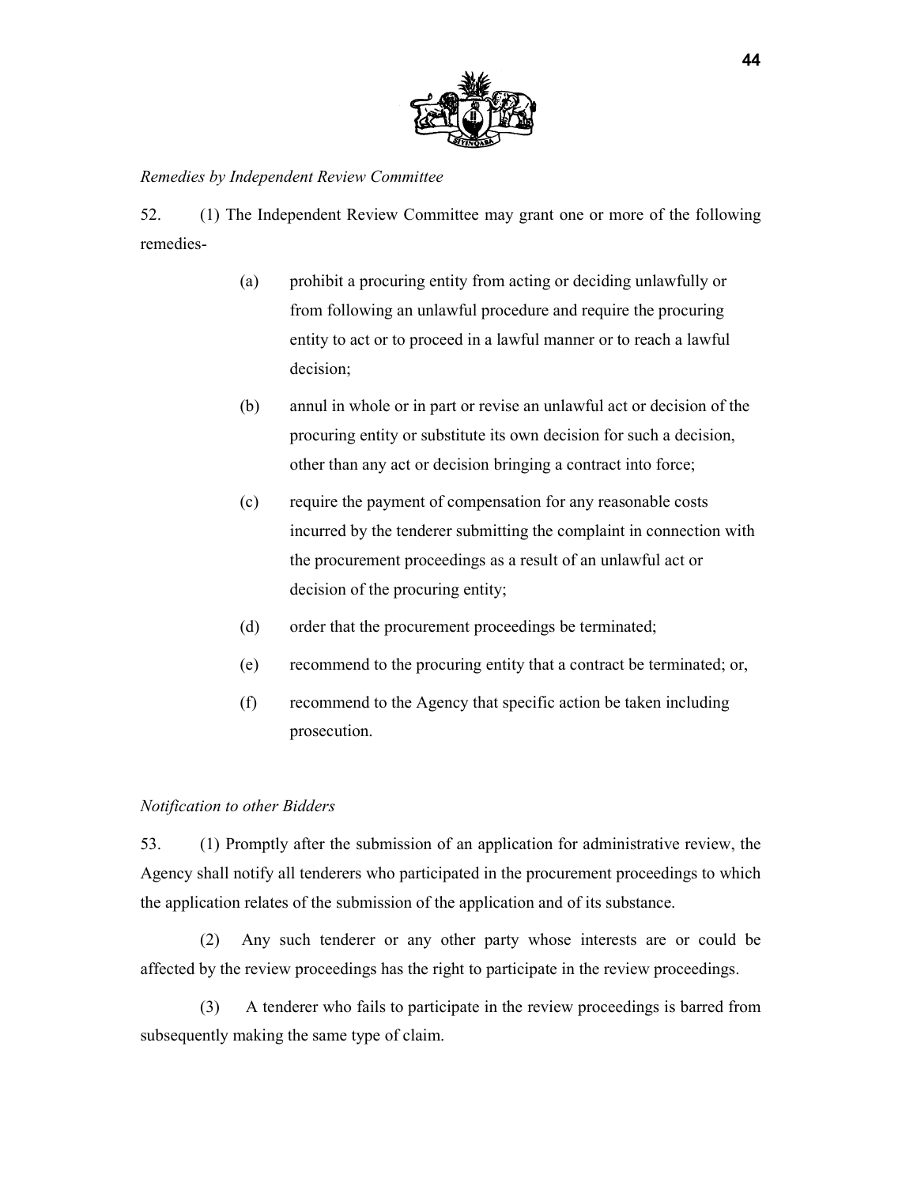*Remedies by Independent Review Committee*

52. (1) The Independent Review Committee may grant one or more of the following remedies-

(a) prohibit a procuring entity from acting or deciding unlawfully or from following an unlawful procedure and require the procuring entity to act or to proceed in a lawful manner or to reach a lawful decision;

(b) annul in whole or in part or revise an unlawful act or decision of the procuring entity or substitute its own decision for such a decision, other than any act or decision bringing a contract into force;

(c) require the payment of compensation for any reasonable costs incurred by the tenderer submitting the complaint in connection with the procurement proceedings as a result of an unlawful act or decision of the procuring entity;

(d) order that the procurement proceedings be terminated;

(e) recommend to the procuring entity that a contract be terminated; or,

(f) recommend to the Agency that specific action be taken including prosecution.

*Notification to other Bidders*

53. (1) Promptly after the submission of an application for administrative review, the Agency shall notify all tenderers who participated in the procurement proceedings to which the application relates of the submission of the application and of its substance.

(2) Any such tenderer or any other party whose interests are or could be affected by the review proceedings has the right to participate in the review proceedings.

(3) A tenderer who fails to participate in the review proceedings is barred from subsequently making the same type of claim.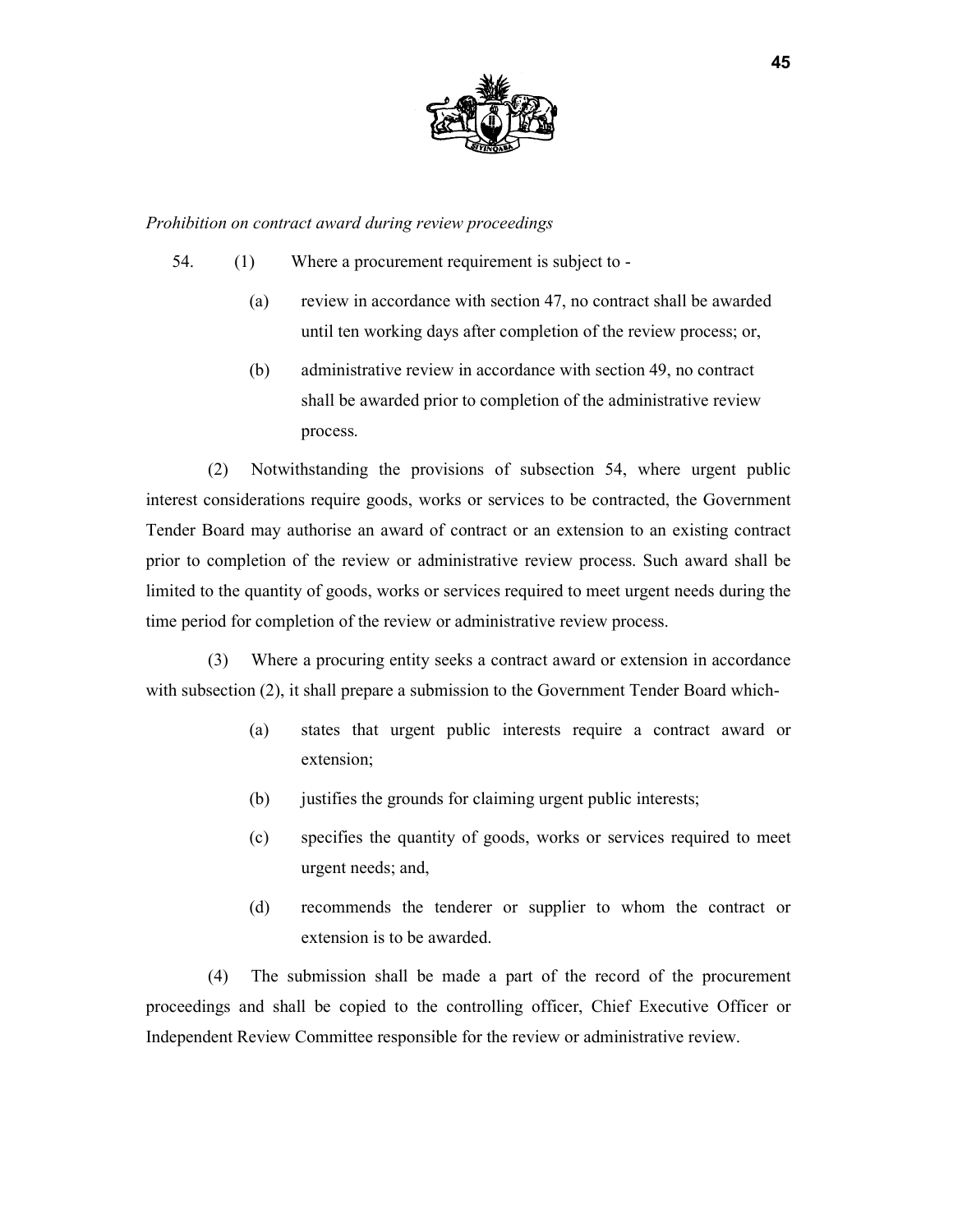*Prohibition on contract award during review proceedings*

54. (1) Where a procurement requirement is subject to -

(a) review in accordance with section 47, no contract shall be awarded until ten working days after completion of the review process; or,

(b) administrative review in accordance with section 49, no contract shall be awarded prior to completion of the administrative review process.

(2) Notwithstanding the provisions of subsection 54, where urgent public interest considerations require goods, works or services to be contracted, the Government Tender Board may authorise an award of contract or an extension to an existing contract prior to completion of the review or administrative review process. Such award shall be limited to the quantity of goods, works or services required to meet urgent needs during the time period for completion of the review or administrative review process.

(3) Where a procuring entity seeks a contract award or extension in accordance with subsection (2), it shall prepare a submission to the Government Tender Board which-

(a) states that urgent public interests require a contract award or extension;

(b) justifies the grounds for claiming urgent public interests;

(c) specifies the quantity of goods, works or services required to meet urgent needs; and,

(d) recommends the tenderer or supplier to whom the contract or extension is to be awarded.

(4) The submission shall be made a part of the record of the procurement proceedings and shall be copied to the controlling officer, Chief Executive Officer or Independent Review Committee responsible for the review or administrative review.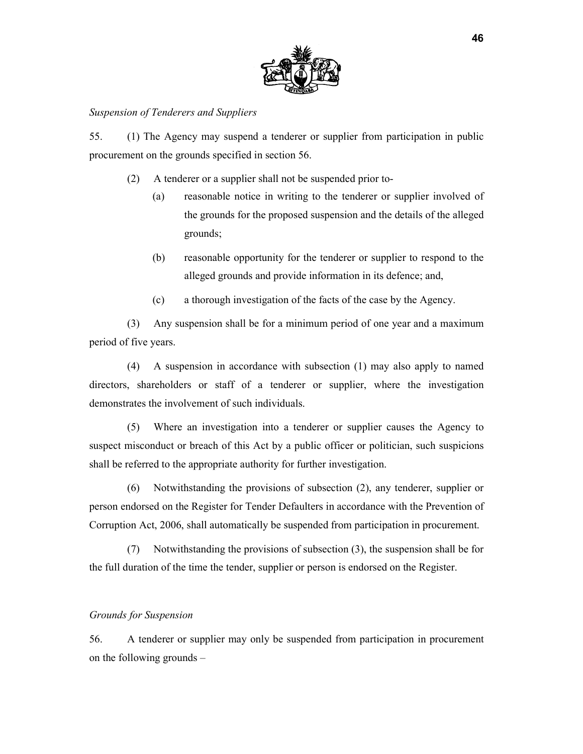*Suspension of Tenderers and Suppliers*

55. (1) The Agency may suspend a tenderer or supplier from participation in public procurement on the grounds specified in section 56.

(2) A tenderer or a supplier shall not be suspended prior to-

(a) reasonable notice in writing to the tenderer or supplier involved of the grounds for the proposed suspension and the details of the alleged grounds;

(b) reasonable opportunity for the tenderer or supplier to respond to the alleged grounds and provide information in its defence; and,

(c) a thorough investigation of the facts of the case by the Agency.

(3) Any suspension shall be for a minimum period of one year and a maximum period of five years.

(4) A suspension in accordance with subsection (1) may also apply to named directors, shareholders or staff of a tenderer or supplier, where the investigation demonstrates the involvement of such individuals.

(5) Where an investigation into a tenderer or supplier causes the Agency to suspect misconduct or breach of this Act by a public officer or politician, such suspicions shall be referred to the appropriate authority for further investigation.

(6) Notwithstanding the provisions of subsection (2), any tenderer, supplier or person endorsed on the Register for Tender Defaulters in accordance with the Prevention of Corruption Act, 2006, shall automatically be suspended from participation in procurement.

(7) Notwithstanding the provisions of subsection (3), the suspension shall be for the full duration of the time the tender, supplier or person is endorsed on the Register.

*Grounds for Suspension*

56. A tenderer or supplier may only be suspended from participation in procurement on the following grounds –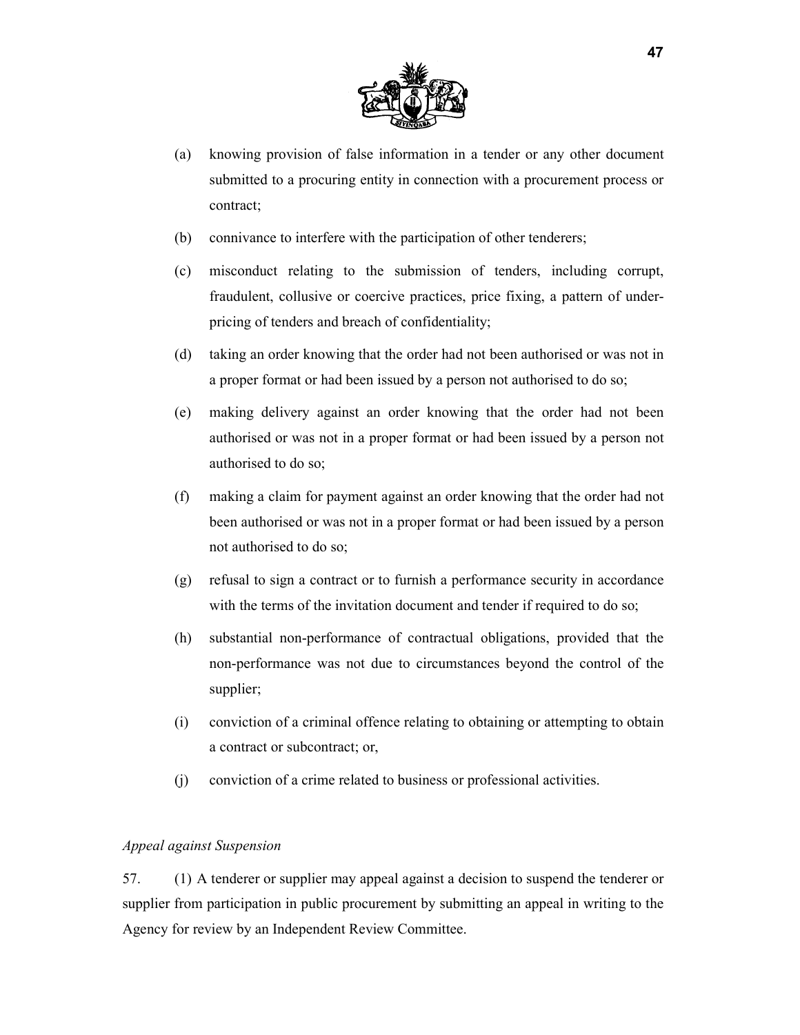(a) knowing provision of false information in a tender or any other document submitted to a procuring entity in connection with a procurement process or contract;

(b) connivance to interfere with the participation of other tenderers;

(c) misconduct relating to the submission of tenders, including corrupt, fraudulent, collusive or coercive practices, price fixing, a pattern of under-pricing of tenders and breach of confidentiality;

(d) taking an order knowing that the order had not been authorised or was not in a proper format or had been issued by a person not authorised to do so;

(e) making delivery against an order knowing that the order had not been authorised or was not in a proper format or had been issued by a person not authorised to do so;

(f) making a claim for payment against an order knowing that the order had not been authorised or was not in a proper format or had been issued by a person not authorised to do so;

(g) refusal to sign a contract or to furnish a performance security in accordance with the terms of the invitation document and tender if required to do so;

(h) substantial non-performance of contractual obligations, provided that the non-performance was not due to circumstances beyond the control of the supplier;

(i) conviction of a criminal offence relating to obtaining or attempting to obtain a contract or subcontract; or,

(j) conviction of a crime related to business or professional activities.

*Appeal against Suspension*

57. (1) A tenderer or supplier may appeal against a decision to suspend the tenderer or supplier from participation in public procurement by submitting an appeal in writing to the Agency for review by an Independent Review Committee.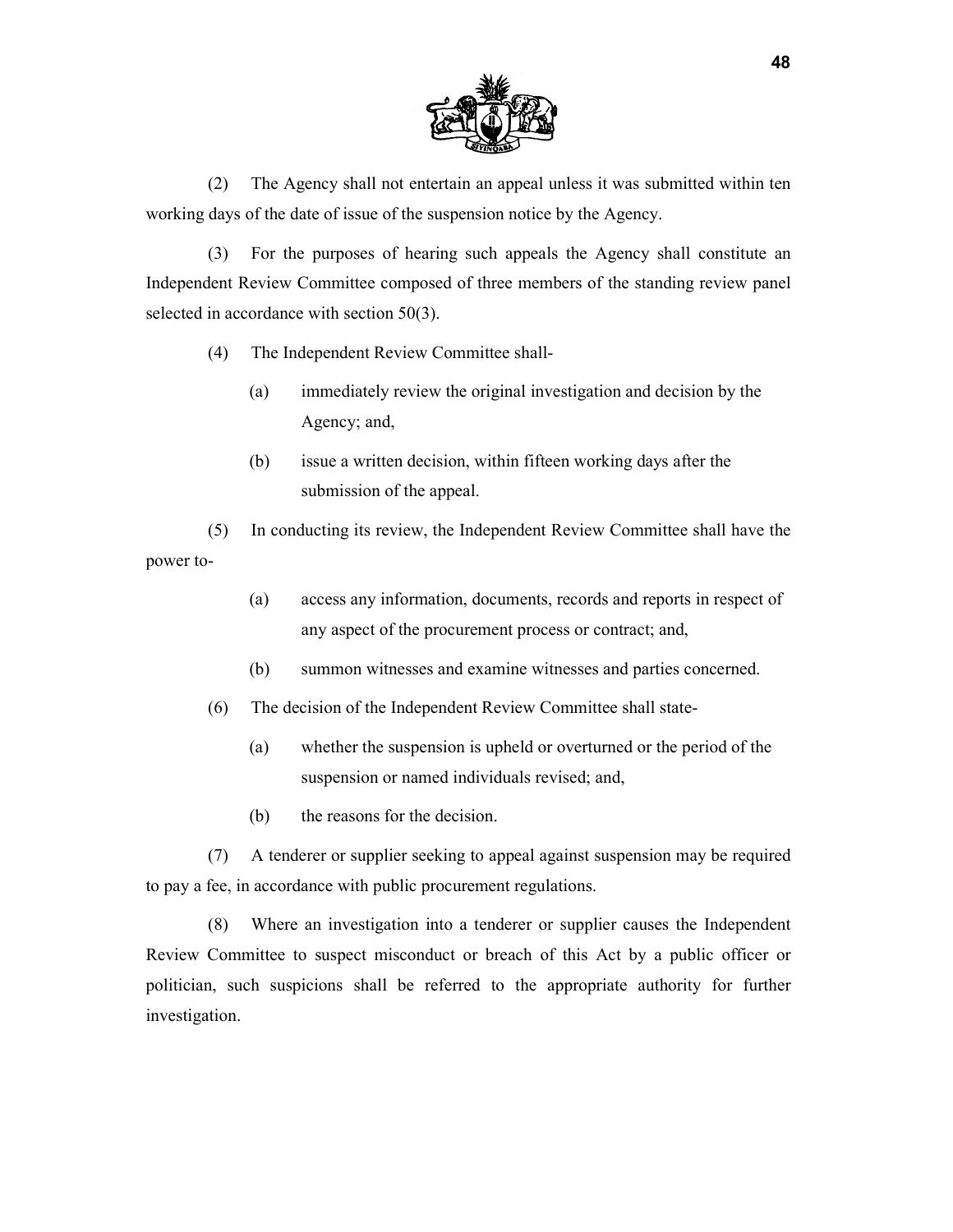(2) The Agency shall not entertain an appeal unless it was submitted within ten working days of the date of issue of the suspension notice by the Agency.

(3) For the purposes of hearing such appeals the Agency shall constitute an Independent Review Committee composed of three members of the standing review panel selected in accordance with section 50(3).

(4) The Independent Review Committee shall-

(a) immediately review the original investigation and decision by the Agency; and,

(b) issue a written decision, within fifteen working days after the submission of the appeal.

(5) In conducting its review, the Independent Review Committee shall have the power to-

(a) access any information, documents, records and reports in respect of any aspect of the procurement process or contract; and,

(b) summon witnesses and examine witnesses and parties concerned.

(6) The decision of the Independent Review Committee shall state-

(a) whether the suspension is upheld or overturned or the period of the suspension or named individuals revised; and,

(b) the reasons for the decision.

(7) A tenderer or supplier seeking to appeal against suspension may be required to pay a fee, in accordance with public procurement regulations.

(8) Where an investigation into a tenderer or supplier causes the Independent Review Committee to suspect misconduct or breach of this Act by a public officer or politician, such suspicions shall be referred to the appropriate authority for further investigation.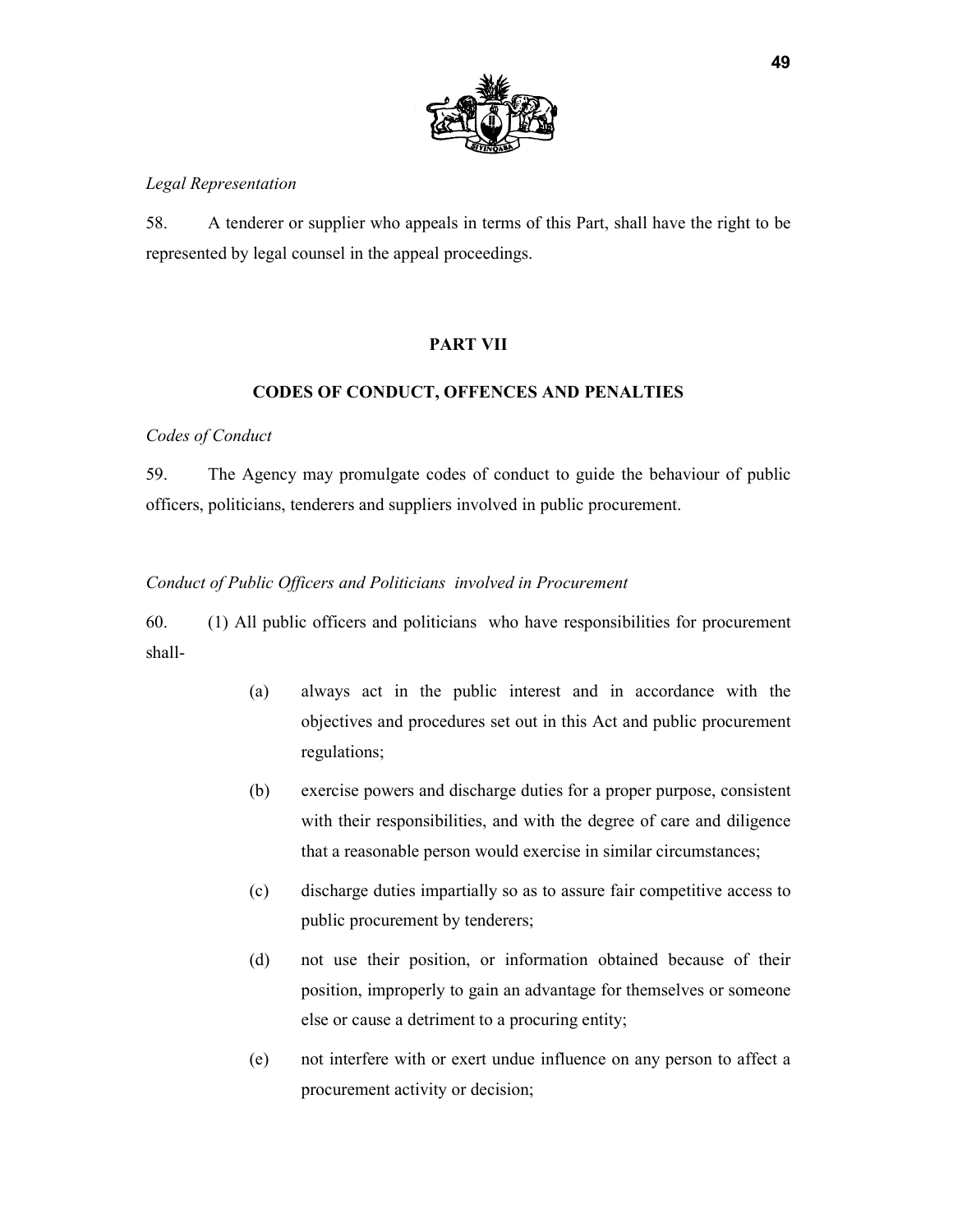*Legal Representation*

58. A tenderer or supplier who appeals in terms of this Part, shall have the right to be represented by legal counsel in the appeal proceedings.

## PART VII

## CODES OF CONDUCT, OFFENCES AND PENALTIES

*Codes of Conduct*

59. The Agency may promulgate codes of conduct to guide the behaviour of public officers, politicians, tenderers and suppliers involved in public procurement.

*Conduct of Public Officers and Politicians involved in Procurement*

60. (1) All public officers and politicians who have responsibilities for procurement shall-

(a) always act in the public interest and in accordance with the objectives and procedures set out in this Act and public procurement regulations;

(b) exercise powers and discharge duties for a proper purpose, consistent with their responsibilities, and with the degree of care and diligence that a reasonable person would exercise in similar circumstances;

(c) discharge duties impartially so as to assure fair competitive access to public procurement by tenderers;

(d) not use their position, or information obtained because of their position, improperly to gain an advantage for themselves or someone else or cause a detriment to a procuring entity;

(e) not interfere with or exert undue influence on any person to affect a procurement activity or decision;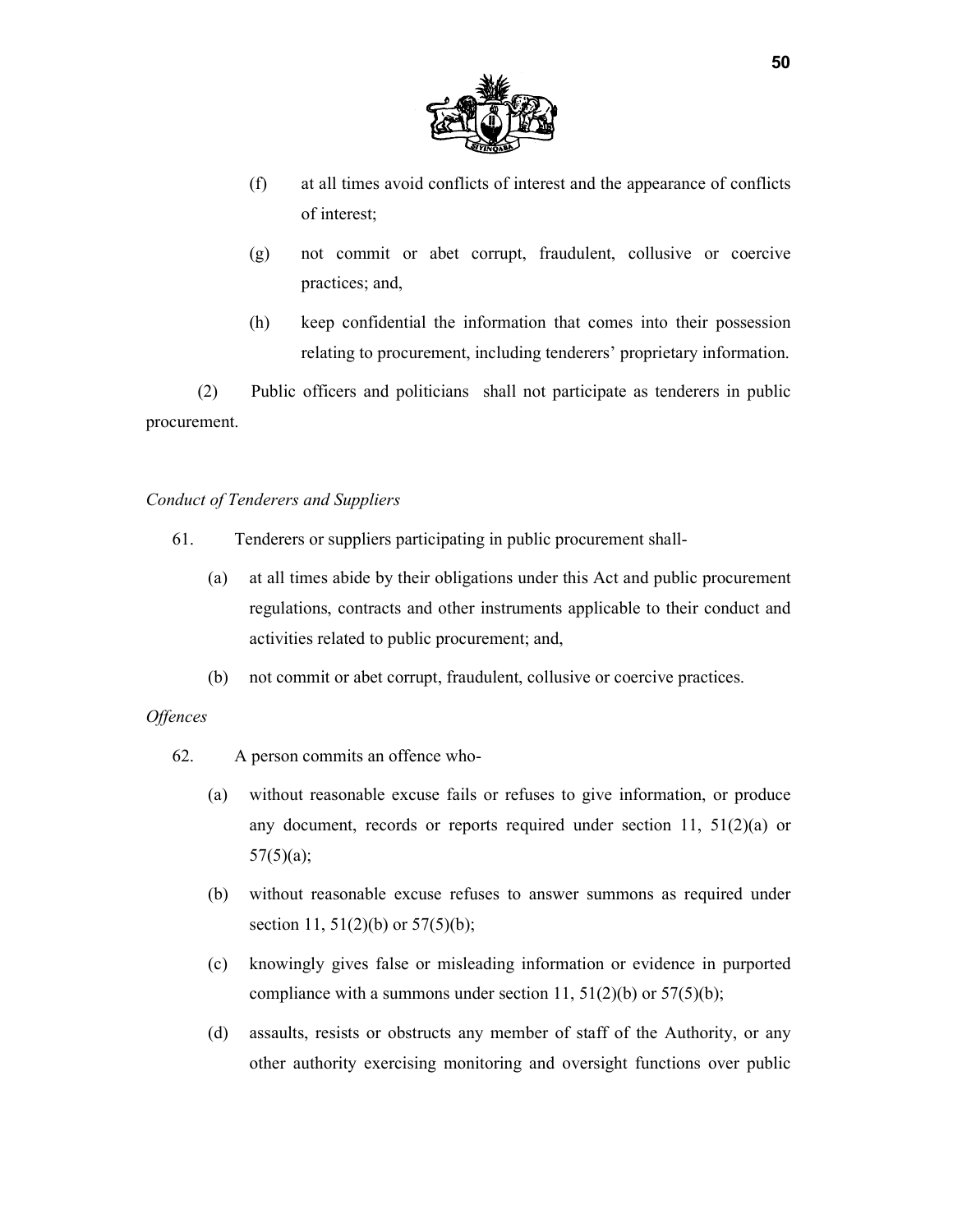(f) at all times avoid conflicts of interest and the appearance of conflicts of interest;

(g) not commit or abet corrupt, fraudulent, collusive or coercive practices; and,

(h) keep confidential the information that comes into their possession relating to procurement, including tenderers' proprietary information.

(2) Public officers and politicians shall not participate as tenderers in public procurement.

*Conduct of Tenderers and Suppliers*

61. Tenderers or suppliers participating in public procurement shall-

(a) at all times abide by their obligations under this Act and public procurement regulations, contracts and other instruments applicable to their conduct and activities related to public procurement; and,

(b) not commit or abet corrupt, fraudulent, collusive or coercive practices.

*Offences*

62. A person commits an offence who-

(a) without reasonable excuse fails or refuses to give information, or produce any document, records or reports required under section 11, 51(2)(a) or 57(5)(a);

(b) without reasonable excuse refuses to answer summons as required under section 11, 51(2)(b) or 57(5)(b);

(c) knowingly gives false or misleading information or evidence in purported compliance with a summons under section 11, 51(2)(b) or 57(5)(b);

(d) assaults, resists or obstructs any member of staff of the Authority, or any other authority exercising monitoring and oversight functions over public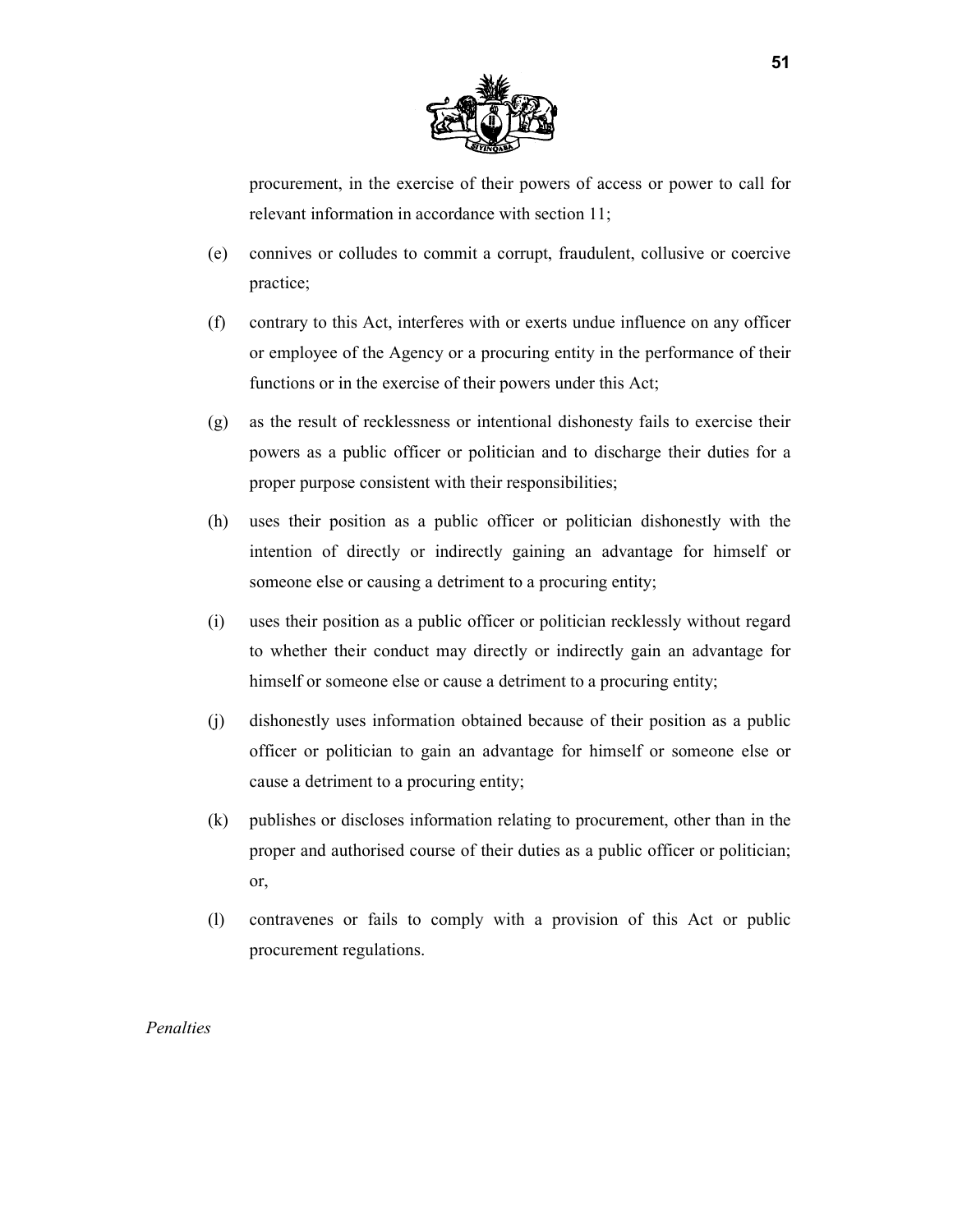procurement, in the exercise of their powers of access or power to call for relevant information in accordance with section 11;

(e) connives or colludes to commit a corrupt, fraudulent, collusive or coercive practice;

(f) contrary to this Act, interferes with or exerts undue influence on any officer or employee of the Agency or a procuring entity in the performance of their functions or in the exercise of their powers under this Act;

(g) as the result of recklessness or intentional dishonesty fails to exercise their powers as a public officer or politician and to discharge their duties for a proper purpose consistent with their responsibilities;

(h) uses their position as a public officer or politician dishonestly with the intention of directly or indirectly gaining an advantage for himself or someone else or causing a detriment to a procuring entity;

(i) uses their position as a public officer or politician recklessly without regard to whether their conduct may directly or indirectly gain an advantage for himself or someone else or cause a detriment to a procuring entity;

(j) dishonestly uses information obtained because of their position as a public officer or politician to gain an advantage for himself or someone else or cause a detriment to a procuring entity;

(k) publishes or discloses information relating to procurement, other than in the proper and authorised course of their duties as a public officer or politician; or,

(l) contravenes or fails to comply with a provision of this Act or public procurement regulations.

*Penalties*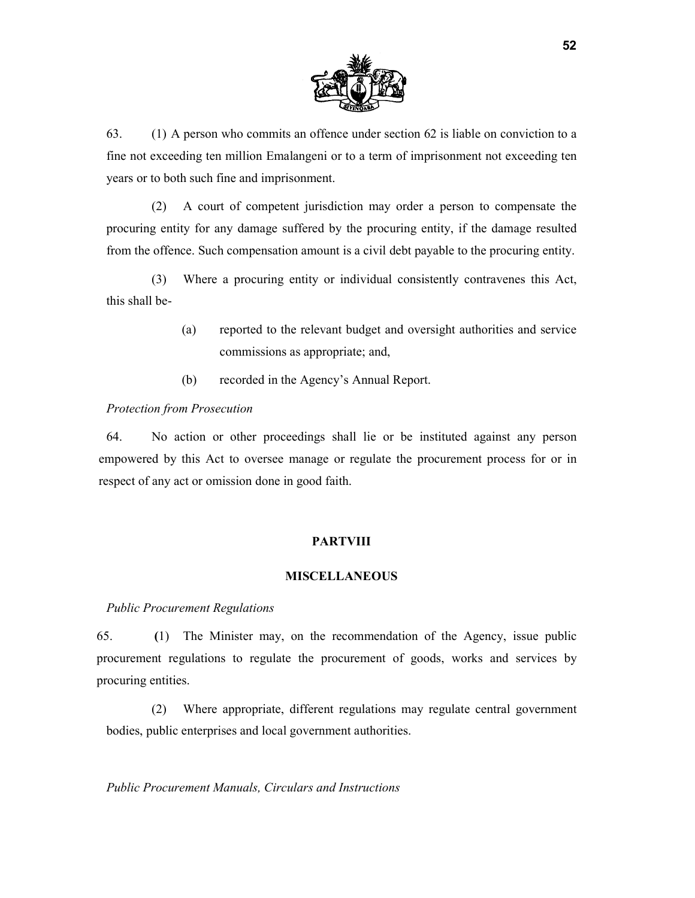63. (1) A person who commits an offence under section 62 is liable on conviction to a fine not exceeding ten million Emalangeni or to a term of imprisonment not exceeding ten years or to both such fine and imprisonment.

(2) A court of competent jurisdiction may order a person to compensate the procuring entity for any damage suffered by the procuring entity, if the damage resulted from the offence. Such compensation amount is a civil debt payable to the procuring entity.

(3) Where a procuring entity or individual consistently contravenes this Act, this shall be-

(a) reported to the relevant budget and oversight authorities and service commissions as appropriate; and,

(b) recorded in the Agency's Annual Report.

*Protection from Prosecution*

64. No action or other proceedings shall lie or be instituted against any person empowered by this Act to oversee manage or regulate the procurement process for or in respect of any act or omission done in good faith.

## PARTVIII

## MISCELLANEOUS

*Public Procurement Regulations*

65. (1) The Minister may, on the recommendation of the Agency, issue public procurement regulations to regulate the procurement of goods, works and services by procuring entities.

(2) Where appropriate, different regulations may regulate central government bodies, public enterprises and local government authorities.

*Public Procurement Manuals, Circulars and Instructions*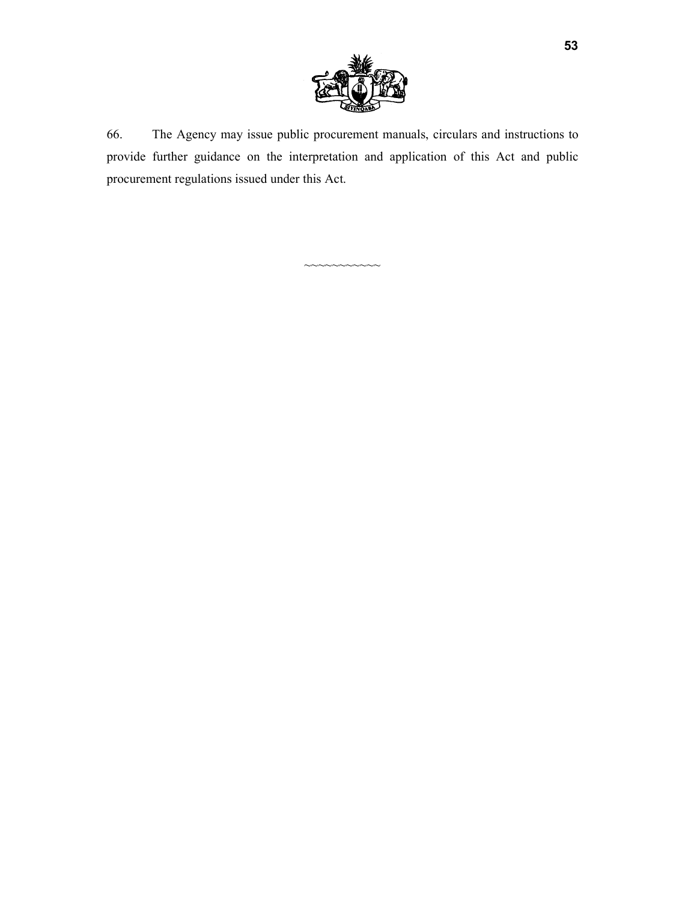66. The Agency may issue public procurement manuals, circulars and instructions to provide further guidance on the interpretation and application of this Act and public procurement regulations issued under this Act.

~~~~~~~~~~~~